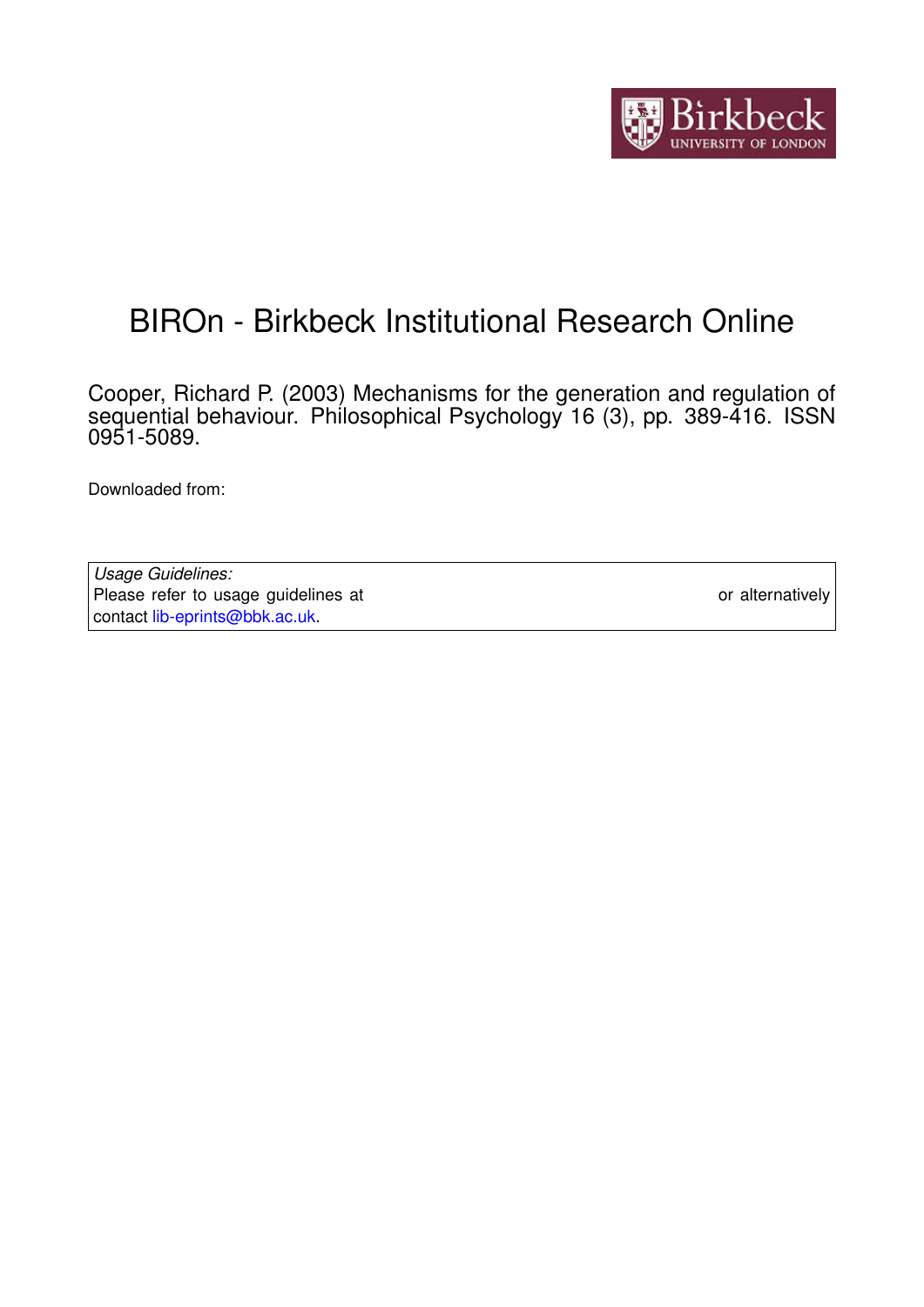# BIROn - Birkbeck Institutional Research Online

Cooper, Richard P. (2003) Mechanisms for the generation and regulation of sequential behaviour. Philosophical Psychology 16 (3), pp. 389-416. ISSN 0951-5089.

Downloaded from:

*Usage Guidelines:*
Please refer to usage guidelines at or alternatively contact lib-eprints@bbk.ac.uk.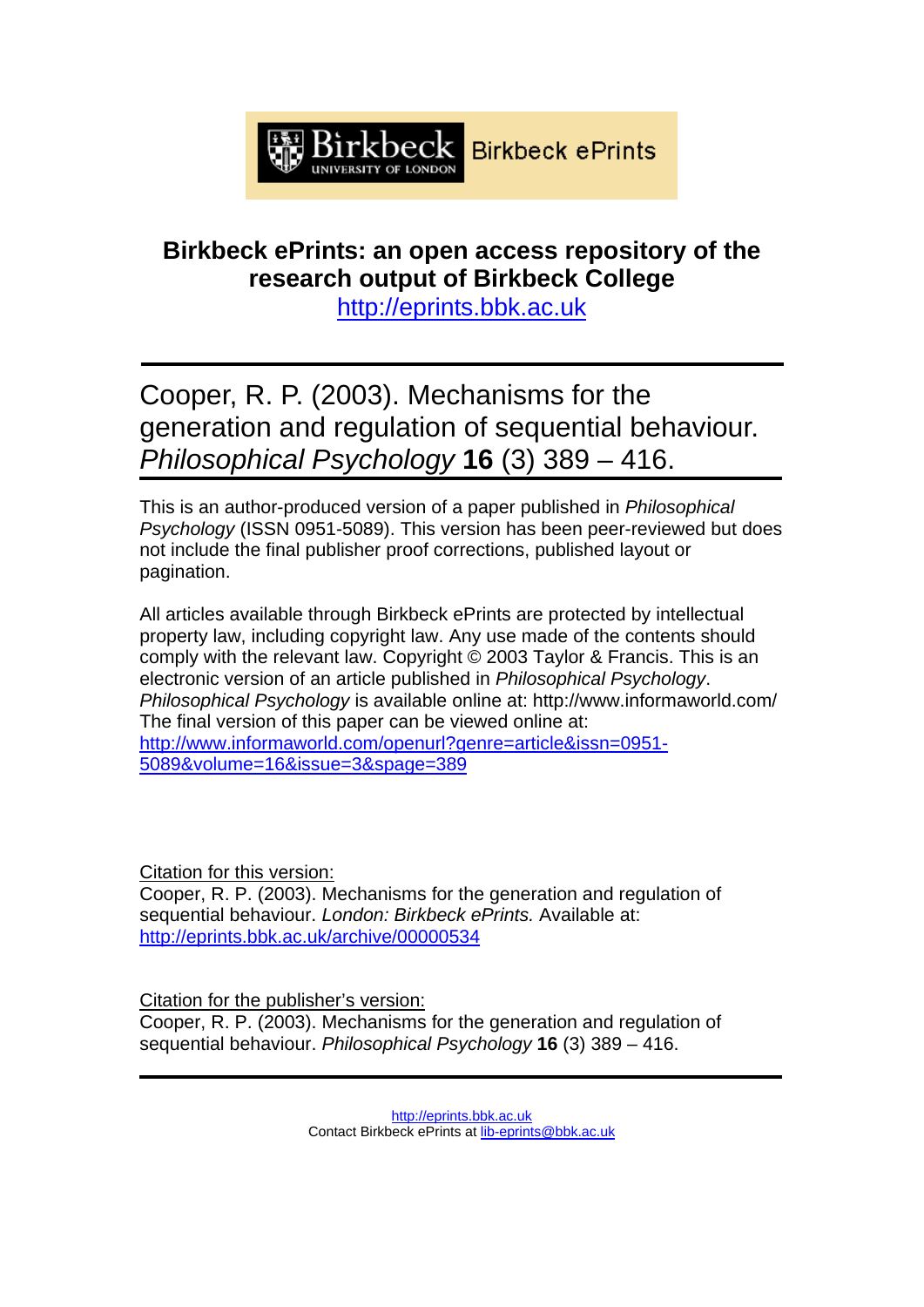Birkbeck ePrints

# Birkbeck ePrints: an open access repository of the research output of Birkbeck College

http://eprints.bbk.ac.uk

---

Cooper, R. P. (2003). Mechanisms for the generation and regulation of sequential behaviour. *Philosophical Psychology* **16** (3) 389 – 416.

---

This is an author-produced version of a paper published in *Philosophical Psychology* (ISSN 0951-5089). This version has been peer-reviewed but does not include the final publisher proof corrections, published layout or pagination.

All articles available through Birkbeck ePrints are protected by intellectual property law, including copyright law. Any use made of the contents should comply with the relevant law. Copyright © 2003 Taylor & Francis. This is an electronic version of an article published in *Philosophical Psychology*. *Philosophical Psychology* is available online at: http://www.informaworld.com/ The final version of this paper can be viewed online at: http://www.informaworld.com/openurl?genre=article&issn=0951-5089&volume=16&issue=3&spage=389

Citation for this version:
Cooper, R. P. (2003). Mechanisms for the generation and regulation of sequential behaviour. *London: Birkbeck ePrints.* Available at: http://eprints.bbk.ac.uk/archive/00000534

Citation for the publisher's version:
Cooper, R. P. (2003). Mechanisms for the generation and regulation of sequential behaviour. *Philosophical Psychology* **16** (3) 389 – 416.

---

http://eprints.bbk.ac.uk
Contact Birkbeck ePrints at lib-eprints@bbk.ac.uk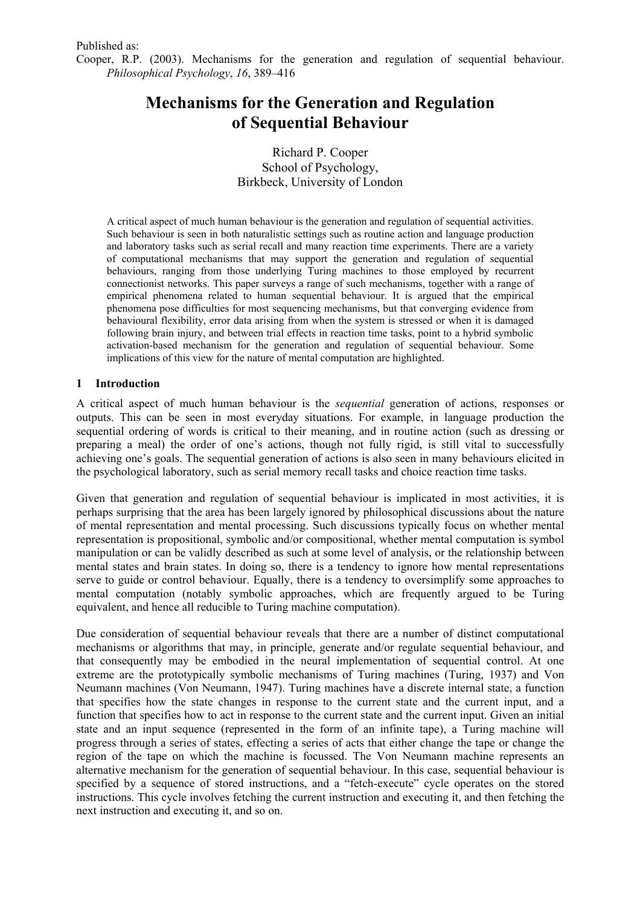Published as:
Cooper, R.P. (2003). Mechanisms for the generation and regulation of sequential behaviour. *Philosophical Psychology*, *16*, 389–416

# Mechanisms for the Generation and Regulation of Sequential Behaviour

Richard P. Cooper
School of Psychology,
Birkbeck, University of London

A critical aspect of much human behaviour is the generation and regulation of sequential activities. Such behaviour is seen in both naturalistic settings such as routine action and language production and laboratory tasks such as serial recall and many reaction time experiments. There are a variety of computational mechanisms that may support the generation and regulation of sequential behaviours, ranging from those underlying Turing machines to those employed by recurrent connectionist networks. This paper surveys a range of such mechanisms, together with a range of empirical phenomena related to human sequential behaviour. It is argued that the empirical phenomena pose difficulties for most sequencing mechanisms, but that converging evidence from behavioural flexibility, error data arising from when the system is stressed or when it is damaged following brain injury, and between trial effects in reaction time tasks, point to a hybrid symbolic activation-based mechanism for the generation and regulation of sequential behaviour. Some implications of this view for the nature of mental computation are highlighted.

## 1 Introduction

A critical aspect of much human behaviour is the *sequential* generation of actions, responses or outputs. This can be seen in most everyday situations. For example, in language production the sequential ordering of words is critical to their meaning, and in routine action (such as dressing or preparing a meal) the order of one's actions, though not fully rigid, is still vital to successfully achieving one's goals. The sequential generation of actions is also seen in many behaviours elicited in the psychological laboratory, such as serial memory recall tasks and choice reaction time tasks.

Given that generation and regulation of sequential behaviour is implicated in most activities, it is perhaps surprising that the area has been largely ignored by philosophical discussions about the nature of mental representation and mental processing. Such discussions typically focus on whether mental representation is propositional, symbolic and/or compositional, whether mental computation is symbol manipulation or can be validly described as such at some level of analysis, or the relationship between mental states and brain states. In doing so, there is a tendency to ignore how mental representations serve to guide or control behaviour. Equally, there is a tendency to oversimplify some approaches to mental computation (notably symbolic approaches, which are frequently argued to be Turing equivalent, and hence all reducible to Turing machine computation).

Due consideration of sequential behaviour reveals that there are a number of distinct computational mechanisms or algorithms that may, in principle, generate and/or regulate sequential behaviour, and that consequently may be embodied in the neural implementation of sequential control. At one extreme are the prototypically symbolic mechanisms of Turing machines (Turing, 1937) and Von Neumann machines (Von Neumann, 1947). Turing machines have a discrete internal state, a function that specifies how the state changes in response to the current state and the current input, and a function that specifies how to act in response to the current state and the current input. Given an initial state and an input sequence (represented in the form of an infinite tape), a Turing machine will progress through a series of states, effecting a series of acts that either change the tape or change the region of the tape on which the machine is focussed. The Von Neumann machine represents an alternative mechanism for the generation of sequential behaviour. In this case, sequential behaviour is specified by a sequence of stored instructions, and a "fetch-execute" cycle operates on the stored instructions. This cycle involves fetching the current instruction and executing it, and then fetching the next instruction and executing it, and so on.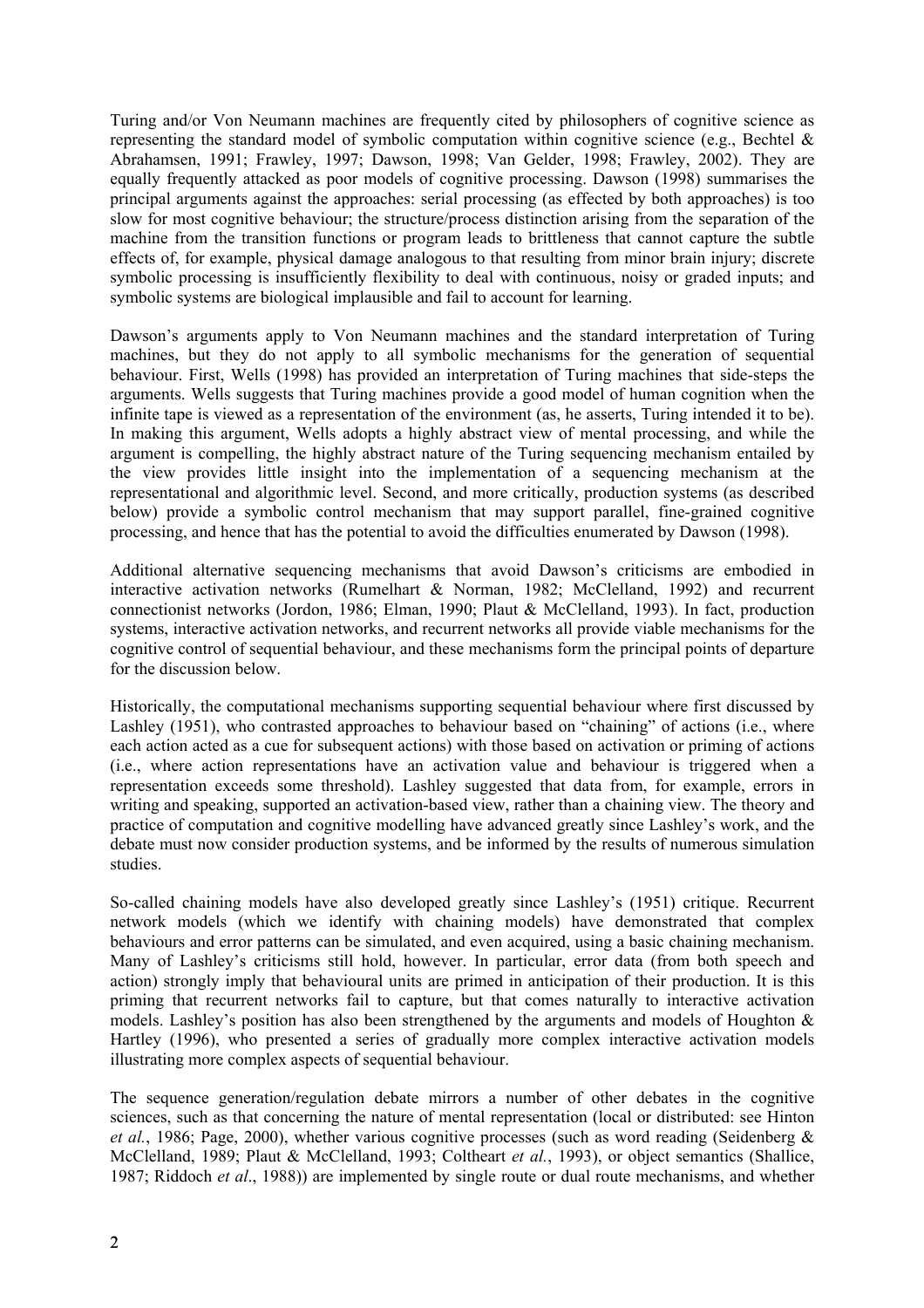Turing and/or Von Neumann machines are frequently cited by philosophers of cognitive science as representing the standard model of symbolic computation within cognitive science (e.g., Bechtel & Abrahamsen, 1991; Frawley, 1997; Dawson, 1998; Van Gelder, 1998; Frawley, 2002). They are equally frequently attacked as poor models of cognitive processing. Dawson (1998) summarises the principal arguments against the approaches: serial processing (as effected by both approaches) is too slow for most cognitive behaviour; the structure/process distinction arising from the separation of the machine from the transition functions or program leads to brittleness that cannot capture the subtle effects of, for example, physical damage analogous to that resulting from minor brain injury; discrete symbolic processing is insufficiently flexibility to deal with continuous, noisy or graded inputs; and symbolic systems are biological implausible and fail to account for learning.

Dawson's arguments apply to Von Neumann machines and the standard interpretation of Turing machines, but they do not apply to all symbolic mechanisms for the generation of sequential behaviour. First, Wells (1998) has provided an interpretation of Turing machines that side-steps the arguments. Wells suggests that Turing machines provide a good model of human cognition when the infinite tape is viewed as a representation of the environment (as, he asserts, Turing intended it to be). In making this argument, Wells adopts a highly abstract view of mental processing, and while the argument is compelling, the highly abstract nature of the Turing sequencing mechanism entailed by the view provides little insight into the implementation of a sequencing mechanism at the representational and algorithmic level. Second, and more critically, production systems (as described below) provide a symbolic control mechanism that may support parallel, fine-grained cognitive processing, and hence that has the potential to avoid the difficulties enumerated by Dawson (1998).

Additional alternative sequencing mechanisms that avoid Dawson's criticisms are embodied in interactive activation networks (Rumelhart & Norman, 1982; McClelland, 1992) and recurrent connectionist networks (Jordon, 1986; Elman, 1990; Plaut & McClelland, 1993). In fact, production systems, interactive activation networks, and recurrent networks all provide viable mechanisms for the cognitive control of sequential behaviour, and these mechanisms form the principal points of departure for the discussion below.

Historically, the computational mechanisms supporting sequential behaviour where first discussed by Lashley (1951), who contrasted approaches to behaviour based on "chaining" of actions (i.e., where each action acted as a cue for subsequent actions) with those based on activation or priming of actions (i.e., where action representations have an activation value and behaviour is triggered when a representation exceeds some threshold). Lashley suggested that data from, for example, errors in writing and speaking, supported an activation-based view, rather than a chaining view. The theory and practice of computation and cognitive modelling have advanced greatly since Lashley's work, and the debate must now consider production systems, and be informed by the results of numerous simulation studies.

So-called chaining models have also developed greatly since Lashley's (1951) critique. Recurrent network models (which we identify with chaining models) have demonstrated that complex behaviours and error patterns can be simulated, and even acquired, using a basic chaining mechanism. Many of Lashley's criticisms still hold, however. In particular, error data (from both speech and action) strongly imply that behavioural units are primed in anticipation of their production. It is this priming that recurrent networks fail to capture, but that comes naturally to interactive activation models. Lashley's position has also been strengthened by the arguments and models of Houghton & Hartley (1996), who presented a series of gradually more complex interactive activation models illustrating more complex aspects of sequential behaviour.

The sequence generation/regulation debate mirrors a number of other debates in the cognitive sciences, such as that concerning the nature of mental representation (local or distributed: see Hinton *et al.*, 1986; Page, 2000), whether various cognitive processes (such as word reading (Seidenberg & McClelland, 1989; Plaut & McClelland, 1993; Coltheart *et al.*, 1993), or object semantics (Shallice, 1987; Riddoch *et al*., 1988)) are implemented by single route or dual route mechanisms, and whether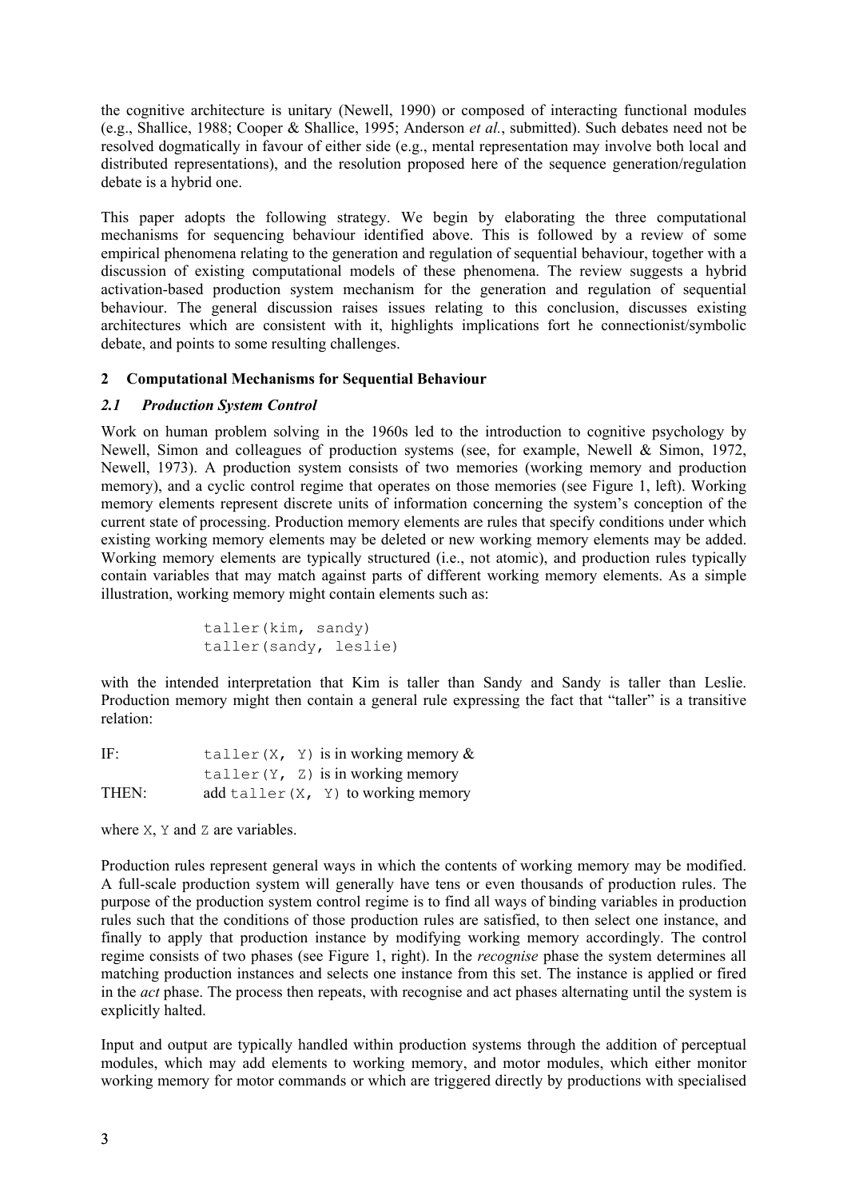the cognitive architecture is unitary (Newell, 1990) or composed of interacting functional modules (e.g., Shallice, 1988; Cooper & Shallice, 1995; Anderson *et al.*, submitted). Such debates need not be resolved dogmatically in favour of either side (e.g., mental representation may involve both local and distributed representations), and the resolution proposed here of the sequence generation/regulation debate is a hybrid one.

This paper adopts the following strategy. We begin by elaborating the three computational mechanisms for sequencing behaviour identified above. This is followed by a review of some empirical phenomena relating to the generation and regulation of sequential behaviour, together with a discussion of existing computational models of these phenomena. The review suggests a hybrid activation-based production system mechanism for the generation and regulation of sequential behaviour. The general discussion raises issues relating to this conclusion, discusses existing architectures which are consistent with it, highlights implications fort he connectionist/symbolic debate, and points to some resulting challenges.

## 2 Computational Mechanisms for Sequential Behaviour

### *2.1 Production System Control*

Work on human problem solving in the 1960s led to the introduction to cognitive psychology by Newell, Simon and colleagues of production systems (see, for example, Newell & Simon, 1972, Newell, 1973). A production system consists of two memories (working memory and production memory), and a cyclic control regime that operates on those memories (see Figure 1, left). Working memory elements represent discrete units of information concerning the system's conception of the current state of processing. Production memory elements are rules that specify conditions under which existing working memory elements may be deleted or new working memory elements may be added. Working memory elements are typically structured (i.e., not atomic), and production rules typically contain variables that may match against parts of different working memory elements. As a simple illustration, working memory might contain elements such as:

```
taller(kim, sandy)
taller(sandy, leslie)
```

with the intended interpretation that Kim is taller than Sandy and Sandy is taller than Leslie. Production memory might then contain a general rule expressing the fact that "taller" is a transitive relation:

| | |
|---|---|
| IF: | `taller(X, Y)` is in working memory & |
| | `taller(Y, Z)` is in working memory |
| THEN: | add `taller(X, Y)` to working memory |

where `X`, `Y` and `Z` are variables.

Production rules represent general ways in which the contents of working memory may be modified. A full-scale production system will generally have tens or even thousands of production rules. The purpose of the production system control regime is to find all ways of binding variables in production rules such that the conditions of those production rules are satisfied, to then select one instance, and finally to apply that production instance by modifying working memory accordingly. The control regime consists of two phases (see Figure 1, right). In the *recognise* phase the system determines all matching production instances and selects one instance from this set. The instance is applied or fired in the *act* phase. The process then repeats, with recognise and act phases alternating until the system is explicitly halted.

Input and output are typically handled within production systems through the addition of perceptual modules, which may add elements to working memory, and motor modules, which either monitor working memory for motor commands or which are triggered directly by productions with specialised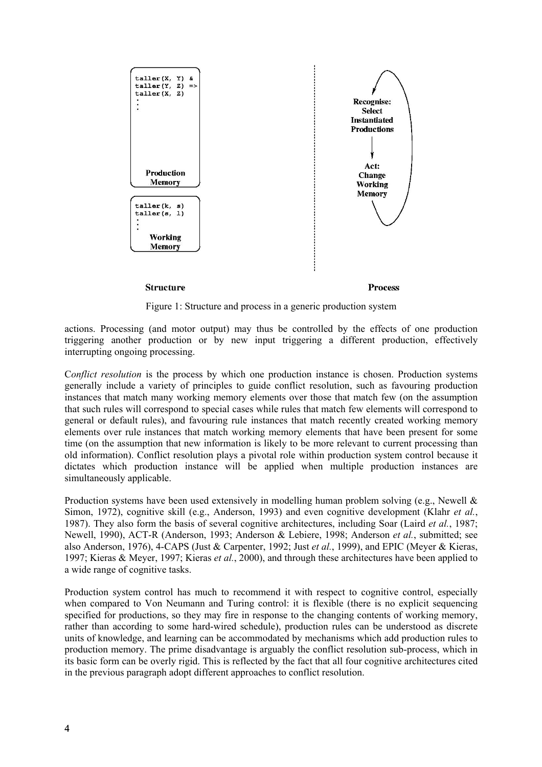Figure 1: Structure and process in a generic production system

actions. Processing (and motor output) may thus be controlled by the effects of one production triggering another production or by new input triggering a different production, effectively interrupting ongoing processing.

C*onflict resolution* is the process by which one production instance is chosen. Production systems generally include a variety of principles to guide conflict resolution, such as favouring production instances that match many working memory elements over those that match few (on the assumption that such rules will correspond to special cases while rules that match few elements will correspond to general or default rules), and favouring rule instances that match recently created working memory elements over rule instances that match working memory elements that have been present for some time (on the assumption that new information is likely to be more relevant to current processing than old information). Conflict resolution plays a pivotal role within production system control because it dictates which production instance will be applied when multiple production instances are simultaneously applicable.

Production systems have been used extensively in modelling human problem solving (e.g., Newell & Simon, 1972), cognitive skill (e.g., Anderson, 1993) and even cognitive development (Klahr *et al.*, 1987). They also form the basis of several cognitive architectures, including Soar (Laird *et al.*, 1987; Newell, 1990), ACT-R (Anderson, 1993; Anderson & Lebiere, 1998; Anderson *et al.*, submitted; see also Anderson, 1976), 4-CAPS (Just & Carpenter, 1992; Just *et al.*, 1999), and EPIC (Meyer & Kieras, 1997; Kieras & Meyer, 1997; Kieras *et al.*, 2000), and through these architectures have been applied to a wide range of cognitive tasks.

Production system control has much to recommend it with respect to cognitive control, especially when compared to Von Neumann and Turing control: it is flexible (there is no explicit sequencing specified for productions, so they may fire in response to the changing contents of working memory, rather than according to some hard-wired schedule), production rules can be understood as discrete units of knowledge, and learning can be accommodated by mechanisms which add production rules to production memory. The prime disadvantage is arguably the conflict resolution sub-process, which in its basic form can be overly rigid. This is reflected by the fact that all four cognitive architectures cited in the previous paragraph adopt different approaches to conflict resolution.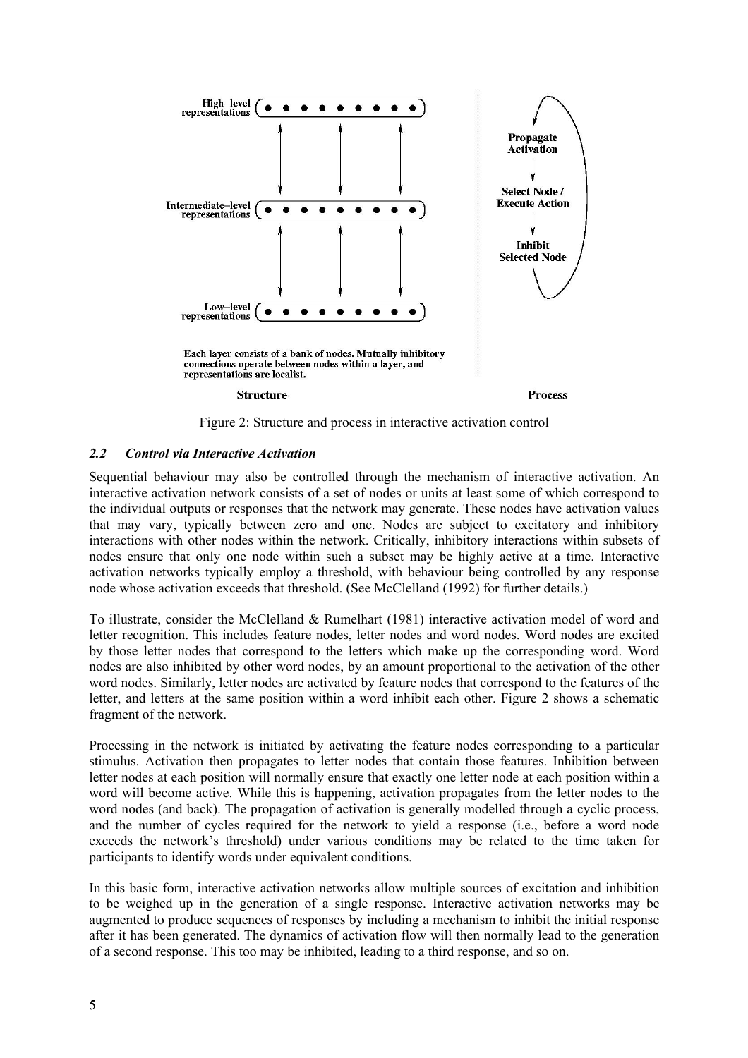High–level representations

Intermediate–level representations

Low–level representations

Each layer consists of a bank of nodes. Mutually inhibitory connections operate between nodes within a layer, and representations are localist.

Structure

Propagate Activation

Select Node / Execute Action

Inhibit Selected Node

Process

Figure 2: Structure and process in interactive activation control

### *2.2 Control via Interactive Activation*

Sequential behaviour may also be controlled through the mechanism of interactive activation. An interactive activation network consists of a set of nodes or units at least some of which correspond to the individual outputs or responses that the network may generate. These nodes have activation values that may vary, typically between zero and one. Nodes are subject to excitatory and inhibitory interactions with other nodes within the network. Critically, inhibitory interactions within subsets of nodes ensure that only one node within such a subset may be highly active at a time. Interactive activation networks typically employ a threshold, with behaviour being controlled by any response node whose activation exceeds that threshold. (See McClelland (1992) for further details.)

To illustrate, consider the McClelland & Rumelhart (1981) interactive activation model of word and letter recognition. This includes feature nodes, letter nodes and word nodes. Word nodes are excited by those letter nodes that correspond to the letters which make up the corresponding word. Word nodes are also inhibited by other word nodes, by an amount proportional to the activation of the other word nodes. Similarly, letter nodes are activated by feature nodes that correspond to the features of the letter, and letters at the same position within a word inhibit each other. Figure 2 shows a schematic fragment of the network.

Processing in the network is initiated by activating the feature nodes corresponding to a particular stimulus. Activation then propagates to letter nodes that contain those features. Inhibition between letter nodes at each position will normally ensure that exactly one letter node at each position within a word will become active. While this is happening, activation propagates from the letter nodes to the word nodes (and back). The propagation of activation is generally modelled through a cyclic process, and the number of cycles required for the network to yield a response (i.e., before a word node exceeds the network's threshold) under various conditions may be related to the time taken for participants to identify words under equivalent conditions.

In this basic form, interactive activation networks allow multiple sources of excitation and inhibition to be weighed up in the generation of a single response. Interactive activation networks may be augmented to produce sequences of responses by including a mechanism to inhibit the initial response after it has been generated. The dynamics of activation flow will then normally lead to the generation of a second response. This too may be inhibited, leading to a third response, and so on.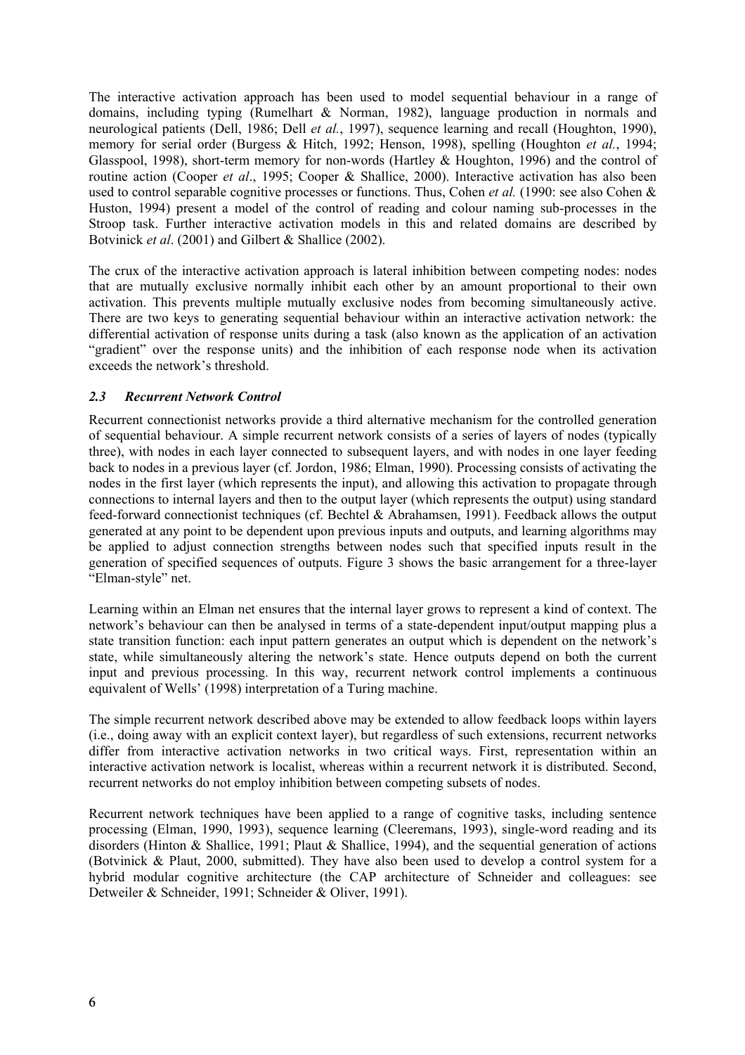The interactive activation approach has been used to model sequential behaviour in a range of domains, including typing (Rumelhart & Norman, 1982), language production in normals and neurological patients (Dell, 1986; Dell *et al.*, 1997), sequence learning and recall (Houghton, 1990), memory for serial order (Burgess & Hitch, 1992; Henson, 1998), spelling (Houghton *et al.*, 1994; Glasspool, 1998), short-term memory for non-words (Hartley & Houghton, 1996) and the control of routine action (Cooper *et al*., 1995; Cooper & Shallice, 2000). Interactive activation has also been used to control separable cognitive processes or functions. Thus, Cohen *et al.* (1990: see also Cohen & Huston, 1994) present a model of the control of reading and colour naming sub-processes in the Stroop task. Further interactive activation models in this and related domains are described by Botvinick *et al*. (2001) and Gilbert & Shallice (2002).

The crux of the interactive activation approach is lateral inhibition between competing nodes: nodes that are mutually exclusive normally inhibit each other by an amount proportional to their own activation. This prevents multiple mutually exclusive nodes from becoming simultaneously active. There are two keys to generating sequential behaviour within an interactive activation network: the differential activation of response units during a task (also known as the application of an activation "gradient" over the response units) and the inhibition of each response node when its activation exceeds the network's threshold.

### *2.3 Recurrent Network Control*

Recurrent connectionist networks provide a third alternative mechanism for the controlled generation of sequential behaviour. A simple recurrent network consists of a series of layers of nodes (typically three), with nodes in each layer connected to subsequent layers, and with nodes in one layer feeding back to nodes in a previous layer (cf. Jordon, 1986; Elman, 1990). Processing consists of activating the nodes in the first layer (which represents the input), and allowing this activation to propagate through connections to internal layers and then to the output layer (which represents the output) using standard feed-forward connectionist techniques (cf. Bechtel & Abrahamsen, 1991). Feedback allows the output generated at any point to be dependent upon previous inputs and outputs, and learning algorithms may be applied to adjust connection strengths between nodes such that specified inputs result in the generation of specified sequences of outputs. Figure 3 shows the basic arrangement for a three-layer "Elman-style" net.

Learning within an Elman net ensures that the internal layer grows to represent a kind of context. The network's behaviour can then be analysed in terms of a state-dependent input/output mapping plus a state transition function: each input pattern generates an output which is dependent on the network's state, while simultaneously altering the network's state. Hence outputs depend on both the current input and previous processing. In this way, recurrent network control implements a continuous equivalent of Wells' (1998) interpretation of a Turing machine.

The simple recurrent network described above may be extended to allow feedback loops within layers (i.e., doing away with an explicit context layer), but regardless of such extensions, recurrent networks differ from interactive activation networks in two critical ways. First, representation within an interactive activation network is localist, whereas within a recurrent network it is distributed. Second, recurrent networks do not employ inhibition between competing subsets of nodes.

Recurrent network techniques have been applied to a range of cognitive tasks, including sentence processing (Elman, 1990, 1993), sequence learning (Cleeremans, 1993), single-word reading and its disorders (Hinton & Shallice, 1991; Plaut & Shallice, 1994), and the sequential generation of actions (Botvinick & Plaut, 2000, submitted). They have also been used to develop a control system for a hybrid modular cognitive architecture (the CAP architecture of Schneider and colleagues: see Detweiler & Schneider, 1991; Schneider & Oliver, 1991).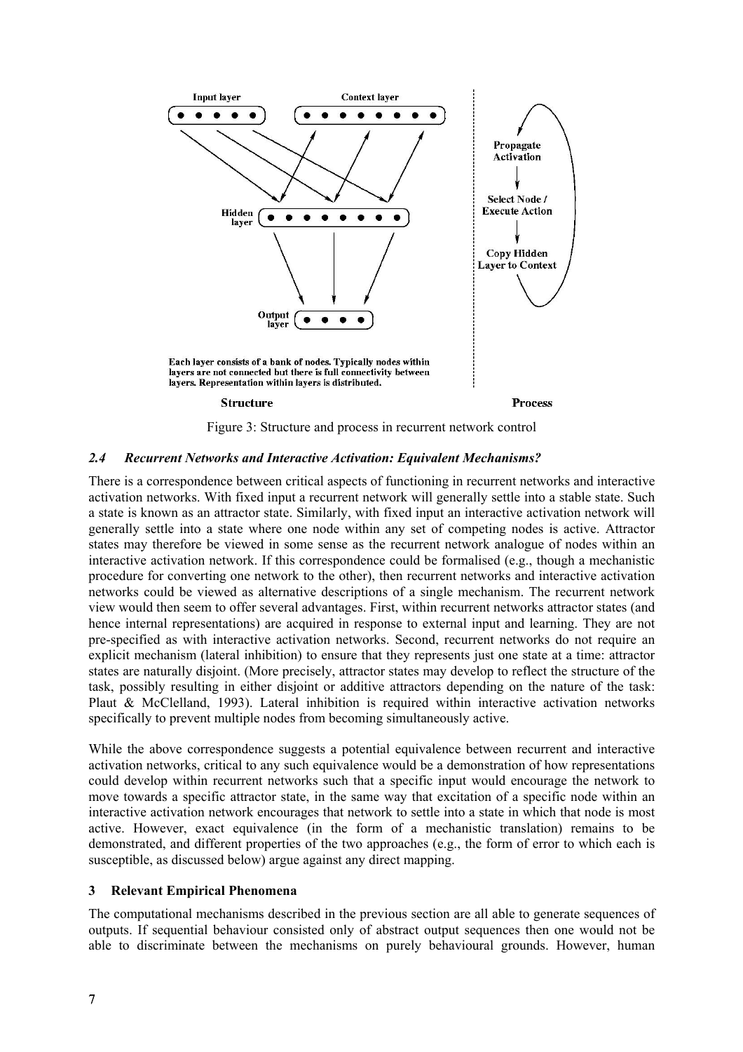Input layer

Context layer

Hidden layer

Output layer

Each layer consists of a bank of nodes. Typically nodes within layers are not connected but there is full connectivity between layers. Representation within layers is distributed.

Structure

Propagate Activation

Select Node / Execute Action

Copy Hidden Layer to Context

Process

Figure 3: Structure and process in recurrent network control

### *2.4 Recurrent Networks and Interactive Activation: Equivalent Mechanisms?*

There is a correspondence between critical aspects of functioning in recurrent networks and interactive activation networks. With fixed input a recurrent network will generally settle into a stable state. Such a state is known as an attractor state. Similarly, with fixed input an interactive activation network will generally settle into a state where one node within any set of competing nodes is active. Attractor states may therefore be viewed in some sense as the recurrent network analogue of nodes within an interactive activation network. If this correspondence could be formalised (e.g., though a mechanistic procedure for converting one network to the other), then recurrent networks and interactive activation networks could be viewed as alternative descriptions of a single mechanism. The recurrent network view would then seem to offer several advantages. First, within recurrent networks attractor states (and hence internal representations) are acquired in response to external input and learning. They are not pre-specified as with interactive activation networks. Second, recurrent networks do not require an explicit mechanism (lateral inhibition) to ensure that they represents just one state at a time: attractor states are naturally disjoint. (More precisely, attractor states may develop to reflect the structure of the task, possibly resulting in either disjoint or additive attractors depending on the nature of the task: Plaut & McClelland, 1993). Lateral inhibition is required within interactive activation networks specifically to prevent multiple nodes from becoming simultaneously active.

While the above correspondence suggests a potential equivalence between recurrent and interactive activation networks, critical to any such equivalence would be a demonstration of how representations could develop within recurrent networks such that a specific input would encourage the network to move towards a specific attractor state, in the same way that excitation of a specific node within an interactive activation network encourages that network to settle into a state in which that node is most active. However, exact equivalence (in the form of a mechanistic translation) remains to be demonstrated, and different properties of the two approaches (e.g., the form of error to which each is susceptible, as discussed below) argue against any direct mapping.

## 3 Relevant Empirical Phenomena

The computational mechanisms described in the previous section are all able to generate sequences of outputs. If sequential behaviour consisted only of abstract output sequences then one would not be able to discriminate between the mechanisms on purely behavioural grounds. However, human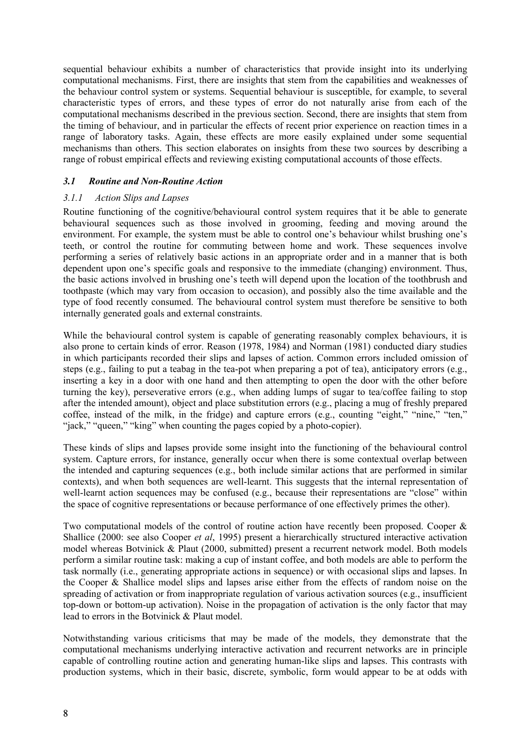sequential behaviour exhibits a number of characteristics that provide insight into its underlying computational mechanisms. First, there are insights that stem from the capabilities and weaknesses of the behaviour control system or systems. Sequential behaviour is susceptible, for example, to several characteristic types of errors, and these types of error do not naturally arise from each of the computational mechanisms described in the previous section. Second, there are insights that stem from the timing of behaviour, and in particular the effects of recent prior experience on reaction times in a range of laboratory tasks. Again, these effects are more easily explained under some sequential mechanisms than others. This section elaborates on insights from these two sources by describing a range of robust empirical effects and reviewing existing computational accounts of those effects.

### *3.1 Routine and Non-Routine Action*

#### *3.1.1 Action Slips and Lapses*

Routine functioning of the cognitive/behavioural control system requires that it be able to generate behavioural sequences such as those involved in grooming, feeding and moving around the environment. For example, the system must be able to control one's behaviour whilst brushing one's teeth, or control the routine for commuting between home and work. These sequences involve performing a series of relatively basic actions in an appropriate order and in a manner that is both dependent upon one's specific goals and responsive to the immediate (changing) environment. Thus, the basic actions involved in brushing one's teeth will depend upon the location of the toothbrush and toothpaste (which may vary from occasion to occasion), and possibly also the time available and the type of food recently consumed. The behavioural control system must therefore be sensitive to both internally generated goals and external constraints.

While the behavioural control system is capable of generating reasonably complex behaviours, it is also prone to certain kinds of error. Reason (1978, 1984) and Norman (1981) conducted diary studies in which participants recorded their slips and lapses of action. Common errors included omission of steps (e.g., failing to put a teabag in the tea-pot when preparing a pot of tea), anticipatory errors (e.g., inserting a key in a door with one hand and then attempting to open the door with the other before turning the key), perseverative errors (e.g., when adding lumps of sugar to tea/coffee failing to stop after the intended amount), object and place substitution errors (e.g., placing a mug of freshly prepared coffee, instead of the milk, in the fridge) and capture errors (e.g., counting "eight," "nine," "ten," "jack," "queen," "king" when counting the pages copied by a photo-copier).

These kinds of slips and lapses provide some insight into the functioning of the behavioural control system. Capture errors, for instance, generally occur when there is some contextual overlap between the intended and capturing sequences (e.g., both include similar actions that are performed in similar contexts), and when both sequences are well-learnt. This suggests that the internal representation of well-learnt action sequences may be confused (e.g., because their representations are "close" within the space of cognitive representations or because performance of one effectively primes the other).

Two computational models of the control of routine action have recently been proposed. Cooper & Shallice (2000: see also Cooper *et al*, 1995) present a hierarchically structured interactive activation model whereas Botvinick & Plaut (2000, submitted) present a recurrent network model. Both models perform a similar routine task: making a cup of instant coffee, and both models are able to perform the task normally (i.e., generating appropriate actions in sequence) or with occasional slips and lapses. In the Cooper & Shallice model slips and lapses arise either from the effects of random noise on the spreading of activation or from inappropriate regulation of various activation sources (e.g., insufficient top-down or bottom-up activation). Noise in the propagation of activation is the only factor that may lead to errors in the Botvinick & Plaut model.

Notwithstanding various criticisms that may be made of the models, they demonstrate that the computational mechanisms underlying interactive activation and recurrent networks are in principle capable of controlling routine action and generating human-like slips and lapses. This contrasts with production systems, which in their basic, discrete, symbolic, form would appear to be at odds with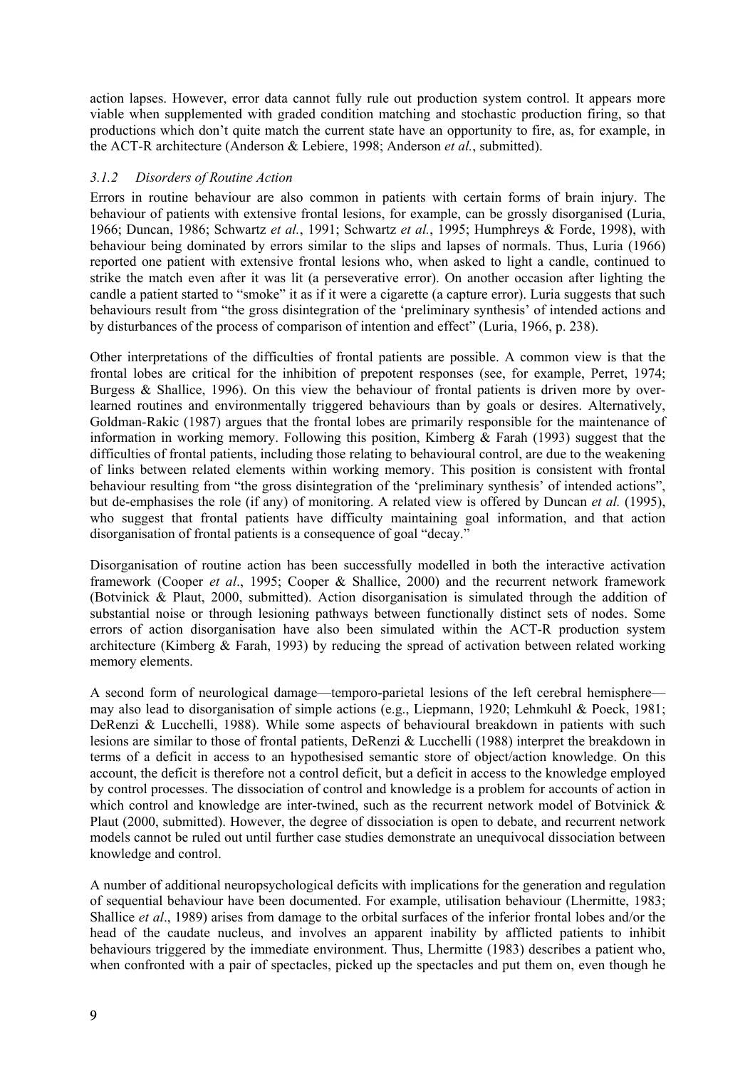action lapses. However, error data cannot fully rule out production system control. It appears more viable when supplemented with graded condition matching and stochastic production firing, so that productions which don't quite match the current state have an opportunity to fire, as, for example, in the ACT-R architecture (Anderson & Lebiere, 1998; Anderson *et al.*, submitted).

### *3.1.2 Disorders of Routine Action*

Errors in routine behaviour are also common in patients with certain forms of brain injury. The behaviour of patients with extensive frontal lesions, for example, can be grossly disorganised (Luria, 1966; Duncan, 1986; Schwartz *et al.*, 1991; Schwartz *et al.*, 1995; Humphreys & Forde, 1998), with behaviour being dominated by errors similar to the slips and lapses of normals. Thus, Luria (1966) reported one patient with extensive frontal lesions who, when asked to light a candle, continued to strike the match even after it was lit (a perseverative error). On another occasion after lighting the candle a patient started to "smoke" it as if it were a cigarette (a capture error). Luria suggests that such behaviours result from "the gross disintegration of the 'preliminary synthesis' of intended actions and by disturbances of the process of comparison of intention and effect" (Luria, 1966, p. 238).

Other interpretations of the difficulties of frontal patients are possible. A common view is that the frontal lobes are critical for the inhibition of prepotent responses (see, for example, Perret, 1974; Burgess & Shallice, 1996). On this view the behaviour of frontal patients is driven more by over-learned routines and environmentally triggered behaviours than by goals or desires. Alternatively, Goldman-Rakic (1987) argues that the frontal lobes are primarily responsible for the maintenance of information in working memory. Following this position, Kimberg & Farah (1993) suggest that the difficulties of frontal patients, including those relating to behavioural control, are due to the weakening of links between related elements within working memory. This position is consistent with frontal behaviour resulting from "the gross disintegration of the 'preliminary synthesis' of intended actions", but de-emphasises the role (if any) of monitoring. A related view is offered by Duncan *et al.* (1995), who suggest that frontal patients have difficulty maintaining goal information, and that action disorganisation of frontal patients is a consequence of goal "decay."

Disorganisation of routine action has been successfully modelled in both the interactive activation framework (Cooper *et al*., 1995; Cooper & Shallice, 2000) and the recurrent network framework (Botvinick & Plaut, 2000, submitted). Action disorganisation is simulated through the addition of substantial noise or through lesioning pathways between functionally distinct sets of nodes. Some errors of action disorganisation have also been simulated within the ACT-R production system architecture (Kimberg & Farah, 1993) by reducing the spread of activation between related working memory elements.

A second form of neurological damage—temporo-parietal lesions of the left cerebral hemisphere—may also lead to disorganisation of simple actions (e.g., Liepmann, 1920; Lehmkuhl & Poeck, 1981; DeRenzi & Lucchelli, 1988). While some aspects of behavioural breakdown in patients with such lesions are similar to those of frontal patients, DeRenzi & Lucchelli (1988) interpret the breakdown in terms of a deficit in access to an hypothesised semantic store of object/action knowledge. On this account, the deficit is therefore not a control deficit, but a deficit in access to the knowledge employed by control processes. The dissociation of control and knowledge is a problem for accounts of action in which control and knowledge are inter-twined, such as the recurrent network model of Botvinick & Plaut (2000, submitted). However, the degree of dissociation is open to debate, and recurrent network models cannot be ruled out until further case studies demonstrate an unequivocal dissociation between knowledge and control.

A number of additional neuropsychological deficits with implications for the generation and regulation of sequential behaviour have been documented. For example, utilisation behaviour (Lhermitte, 1983; Shallice *et al*., 1989) arises from damage to the orbital surfaces of the inferior frontal lobes and/or the head of the caudate nucleus, and involves an apparent inability by afflicted patients to inhibit behaviours triggered by the immediate environment. Thus, Lhermitte (1983) describes a patient who, when confronted with a pair of spectacles, picked up the spectacles and put them on, even though he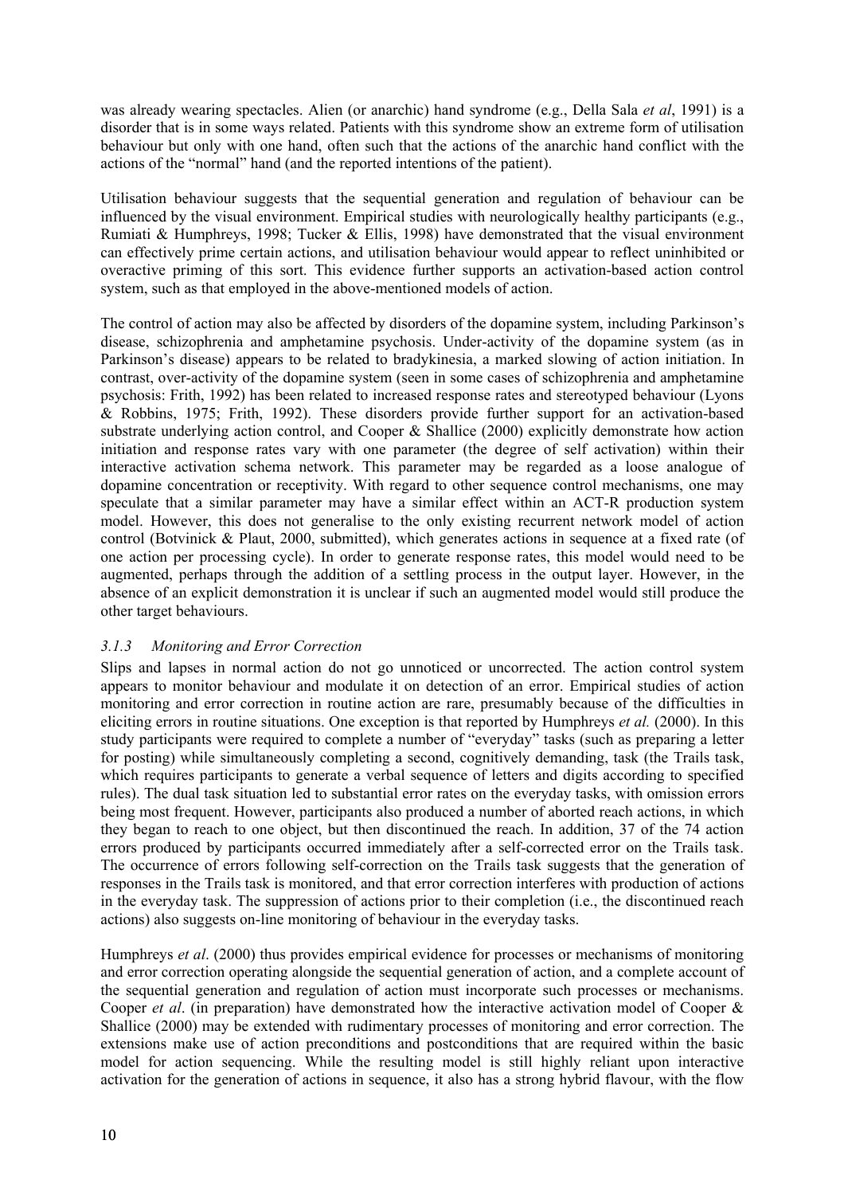was already wearing spectacles. Alien (or anarchic) hand syndrome (e.g., Della Sala *et al*, 1991) is a disorder that is in some ways related. Patients with this syndrome show an extreme form of utilisation behaviour but only with one hand, often such that the actions of the anarchic hand conflict with the actions of the "normal" hand (and the reported intentions of the patient).

Utilisation behaviour suggests that the sequential generation and regulation of behaviour can be influenced by the visual environment. Empirical studies with neurologically healthy participants (e.g., Rumiati & Humphreys, 1998; Tucker & Ellis, 1998) have demonstrated that the visual environment can effectively prime certain actions, and utilisation behaviour would appear to reflect uninhibited or overactive priming of this sort. This evidence further supports an activation-based action control system, such as that employed in the above-mentioned models of action.

The control of action may also be affected by disorders of the dopamine system, including Parkinson's disease, schizophrenia and amphetamine psychosis. Under-activity of the dopamine system (as in Parkinson's disease) appears to be related to bradykinesia, a marked slowing of action initiation. In contrast, over-activity of the dopamine system (seen in some cases of schizophrenia and amphetamine psychosis: Frith, 1992) has been related to increased response rates and stereotyped behaviour (Lyons & Robbins, 1975; Frith, 1992). These disorders provide further support for an activation-based substrate underlying action control, and Cooper & Shallice (2000) explicitly demonstrate how action initiation and response rates vary with one parameter (the degree of self activation) within their interactive activation schema network. This parameter may be regarded as a loose analogue of dopamine concentration or receptivity. With regard to other sequence control mechanisms, one may speculate that a similar parameter may have a similar effect within an ACT-R production system model. However, this does not generalise to the only existing recurrent network model of action control (Botvinick & Plaut, 2000, submitted), which generates actions in sequence at a fixed rate (of one action per processing cycle). In order to generate response rates, this model would need to be augmented, perhaps through the addition of a settling process in the output layer. However, in the absence of an explicit demonstration it is unclear if such an augmented model would still produce the other target behaviours.

### *3.1.3 Monitoring and Error Correction*

Slips and lapses in normal action do not go unnoticed or uncorrected. The action control system appears to monitor behaviour and modulate it on detection of an error. Empirical studies of action monitoring and error correction in routine action are rare, presumably because of the difficulties in eliciting errors in routine situations. One exception is that reported by Humphreys *et al.* (2000). In this study participants were required to complete a number of "everyday" tasks (such as preparing a letter for posting) while simultaneously completing a second, cognitively demanding, task (the Trails task, which requires participants to generate a verbal sequence of letters and digits according to specified rules). The dual task situation led to substantial error rates on the everyday tasks, with omission errors being most frequent. However, participants also produced a number of aborted reach actions, in which they began to reach to one object, but then discontinued the reach. In addition, 37 of the 74 action errors produced by participants occurred immediately after a self-corrected error on the Trails task. The occurrence of errors following self-correction on the Trails task suggests that the generation of responses in the Trails task is monitored, and that error correction interferes with production of actions in the everyday task. The suppression of actions prior to their completion (i.e., the discontinued reach actions) also suggests on-line monitoring of behaviour in the everyday tasks.

Humphreys *et al*. (2000) thus provides empirical evidence for processes or mechanisms of monitoring and error correction operating alongside the sequential generation of action, and a complete account of the sequential generation and regulation of action must incorporate such processes or mechanisms. Cooper *et al*. (in preparation) have demonstrated how the interactive activation model of Cooper & Shallice (2000) may be extended with rudimentary processes of monitoring and error correction. The extensions make use of action preconditions and postconditions that are required within the basic model for action sequencing. While the resulting model is still highly reliant upon interactive activation for the generation of actions in sequence, it also has a strong hybrid flavour, with the flow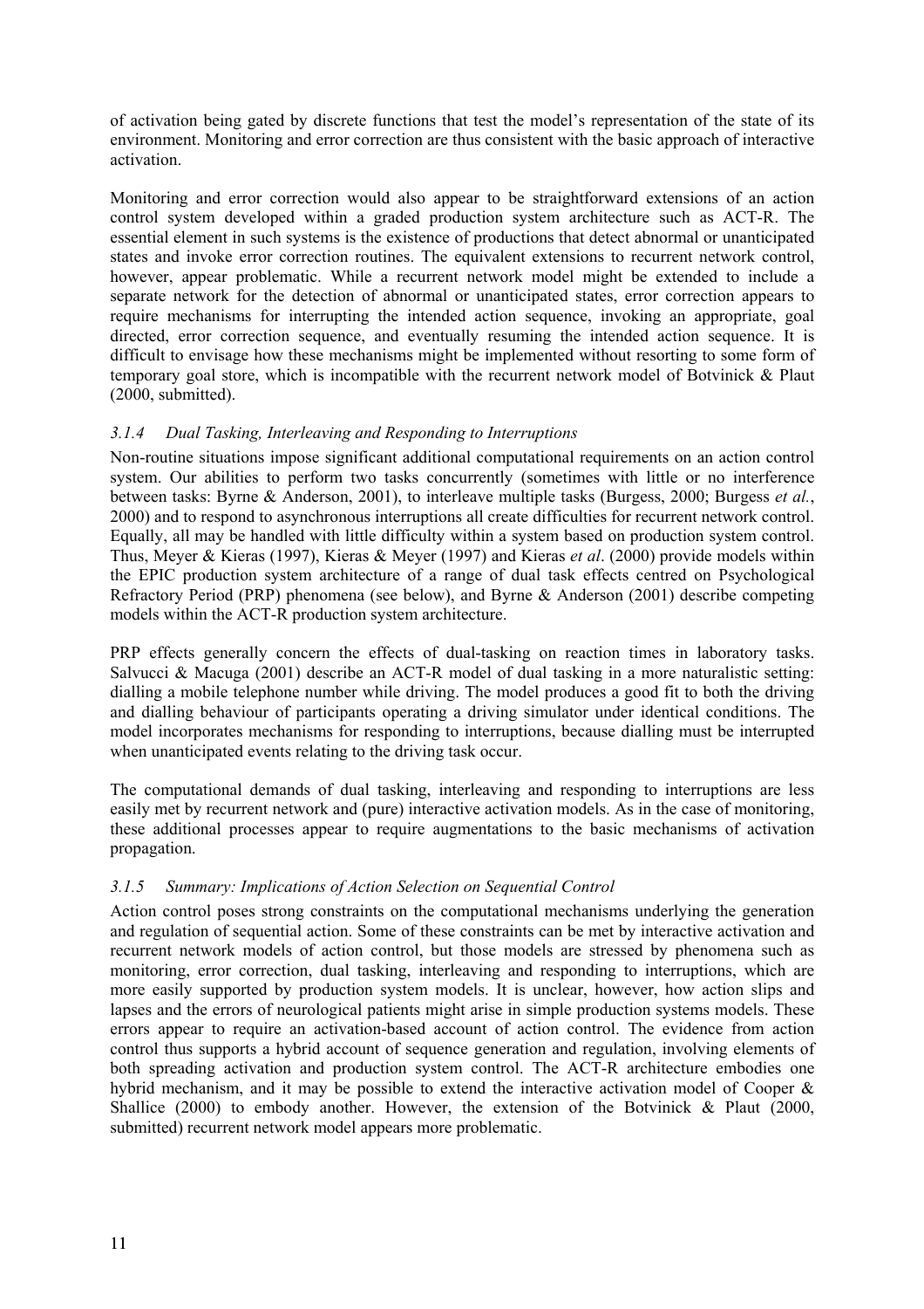of activation being gated by discrete functions that test the model's representation of the state of its environment. Monitoring and error correction are thus consistent with the basic approach of interactive activation.

Monitoring and error correction would also appear to be straightforward extensions of an action control system developed within a graded production system architecture such as ACT-R. The essential element in such systems is the existence of productions that detect abnormal or unanticipated states and invoke error correction routines. The equivalent extensions to recurrent network control, however, appear problematic. While a recurrent network model might be extended to include a separate network for the detection of abnormal or unanticipated states, error correction appears to require mechanisms for interrupting the intended action sequence, invoking an appropriate, goal directed, error correction sequence, and eventually resuming the intended action sequence. It is difficult to envisage how these mechanisms might be implemented without resorting to some form of temporary goal store, which is incompatible with the recurrent network model of Botvinick & Plaut (2000, submitted).

### *3.1.4 Dual Tasking, Interleaving and Responding to Interruptions*

Non-routine situations impose significant additional computational requirements on an action control system. Our abilities to perform two tasks concurrently (sometimes with little or no interference between tasks: Byrne & Anderson, 2001), to interleave multiple tasks (Burgess, 2000; Burgess *et al.*, 2000) and to respond to asynchronous interruptions all create difficulties for recurrent network control. Equally, all may be handled with little difficulty within a system based on production system control. Thus, Meyer & Kieras (1997), Kieras & Meyer (1997) and Kieras *et al*. (2000) provide models within the EPIC production system architecture of a range of dual task effects centred on Psychological Refractory Period (PRP) phenomena (see below), and Byrne & Anderson (2001) describe competing models within the ACT-R production system architecture.

PRP effects generally concern the effects of dual-tasking on reaction times in laboratory tasks. Salvucci & Macuga (2001) describe an ACT-R model of dual tasking in a more naturalistic setting: dialling a mobile telephone number while driving. The model produces a good fit to both the driving and dialling behaviour of participants operating a driving simulator under identical conditions. The model incorporates mechanisms for responding to interruptions, because dialling must be interrupted when unanticipated events relating to the driving task occur.

The computational demands of dual tasking, interleaving and responding to interruptions are less easily met by recurrent network and (pure) interactive activation models. As in the case of monitoring, these additional processes appear to require augmentations to the basic mechanisms of activation propagation.

### *3.1.5 Summary: Implications of Action Selection on Sequential Control*

Action control poses strong constraints on the computational mechanisms underlying the generation and regulation of sequential action. Some of these constraints can be met by interactive activation and recurrent network models of action control, but those models are stressed by phenomena such as monitoring, error correction, dual tasking, interleaving and responding to interruptions, which are more easily supported by production system models. It is unclear, however, how action slips and lapses and the errors of neurological patients might arise in simple production systems models. These errors appear to require an activation-based account of action control. The evidence from action control thus supports a hybrid account of sequence generation and regulation, involving elements of both spreading activation and production system control. The ACT-R architecture embodies one hybrid mechanism, and it may be possible to extend the interactive activation model of Cooper & Shallice (2000) to embody another. However, the extension of the Botvinick & Plaut (2000, submitted) recurrent network model appears more problematic.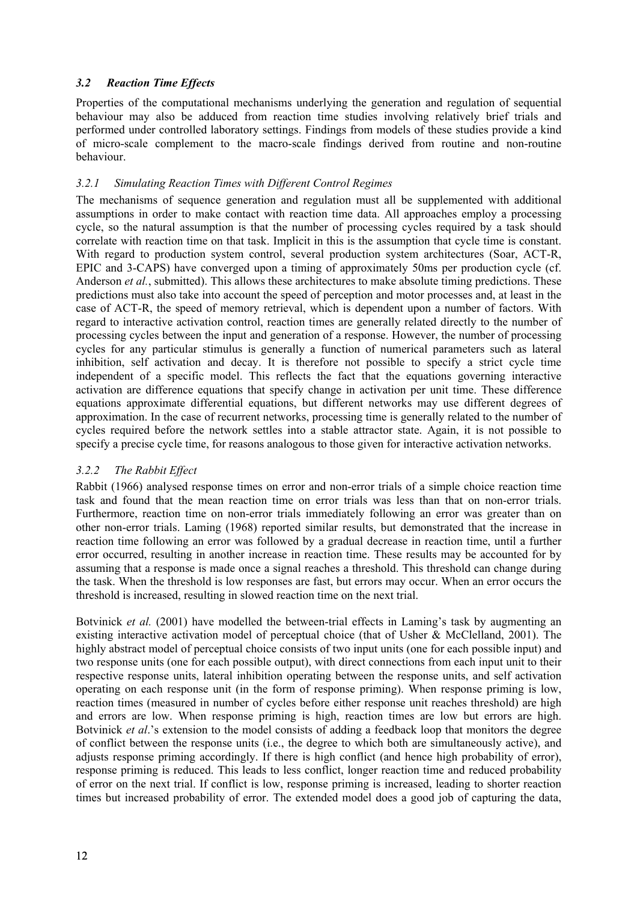### *3.2 Reaction Time Effects*

Properties of the computational mechanisms underlying the generation and regulation of sequential behaviour may also be adduced from reaction time studies involving relatively brief trials and performed under controlled laboratory settings. Findings from models of these studies provide a kind of micro-scale complement to the macro-scale findings derived from routine and non-routine behaviour.

#### *3.2.1 Simulating Reaction Times with Different Control Regimes*

The mechanisms of sequence generation and regulation must all be supplemented with additional assumptions in order to make contact with reaction time data. All approaches employ a processing cycle, so the natural assumption is that the number of processing cycles required by a task should correlate with reaction time on that task. Implicit in this is the assumption that cycle time is constant. With regard to production system control, several production system architectures (Soar, ACT-R, EPIC and 3-CAPS) have converged upon a timing of approximately 50ms per production cycle (cf. Anderson *et al.*, submitted). This allows these architectures to make absolute timing predictions. These predictions must also take into account the speed of perception and motor processes and, at least in the case of ACT-R, the speed of memory retrieval, which is dependent upon a number of factors. With regard to interactive activation control, reaction times are generally related directly to the number of processing cycles between the input and generation of a response. However, the number of processing cycles for any particular stimulus is generally a function of numerical parameters such as lateral inhibition, self activation and decay. It is therefore not possible to specify a strict cycle time independent of a specific model. This reflects the fact that the equations governing interactive activation are difference equations that specify change in activation per unit time. These difference equations approximate differential equations, but different networks may use different degrees of approximation. In the case of recurrent networks, processing time is generally related to the number of cycles required before the network settles into a stable attractor state. Again, it is not possible to specify a precise cycle time, for reasons analogous to those given for interactive activation networks.

#### *3.2.2 The Rabbit Effect*

Rabbit (1966) analysed response times on error and non-error trials of a simple choice reaction time task and found that the mean reaction time on error trials was less than that on non-error trials. Furthermore, reaction time on non-error trials immediately following an error was greater than on other non-error trials. Laming (1968) reported similar results, but demonstrated that the increase in reaction time following an error was followed by a gradual decrease in reaction time, until a further error occurred, resulting in another increase in reaction time. These results may be accounted for by assuming that a response is made once a signal reaches a threshold. This threshold can change during the task. When the threshold is low responses are fast, but errors may occur. When an error occurs the threshold is increased, resulting in slowed reaction time on the next trial.

Botvinick *et al.* (2001) have modelled the between-trial effects in Laming's task by augmenting an existing interactive activation model of perceptual choice (that of Usher & McClelland, 2001). The highly abstract model of perceptual choice consists of two input units (one for each possible input) and two response units (one for each possible output), with direct connections from each input unit to their respective response units, lateral inhibition operating between the response units, and self activation operating on each response unit (in the form of response priming). When response priming is low, reaction times (measured in number of cycles before either response unit reaches threshold) are high and errors are low. When response priming is high, reaction times are low but errors are high. Botvinick *et al*.'s extension to the model consists of adding a feedback loop that monitors the degree of conflict between the response units (i.e., the degree to which both are simultaneously active), and adjusts response priming accordingly. If there is high conflict (and hence high probability of error), response priming is reduced. This leads to less conflict, longer reaction time and reduced probability of error on the next trial. If conflict is low, response priming is increased, leading to shorter reaction times but increased probability of error. The extended model does a good job of capturing the data,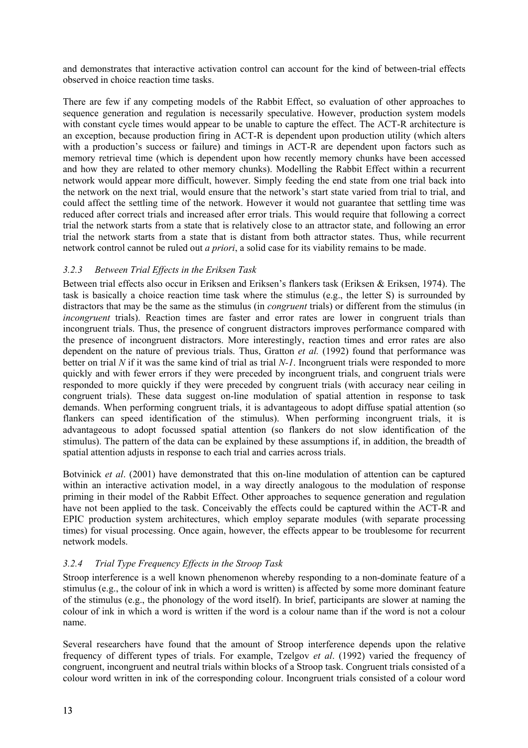and demonstrates that interactive activation control can account for the kind of between-trial effects observed in choice reaction time tasks.

There are few if any competing models of the Rabbit Effect, so evaluation of other approaches to sequence generation and regulation is necessarily speculative. However, production system models with constant cycle times would appear to be unable to capture the effect. The ACT-R architecture is an exception, because production firing in ACT-R is dependent upon production utility (which alters with a production's success or failure) and timings in ACT-R are dependent upon factors such as memory retrieval time (which is dependent upon how recently memory chunks have been accessed and how they are related to other memory chunks). Modelling the Rabbit Effect within a recurrent network would appear more difficult, however. Simply feeding the end state from one trial back into the network on the next trial, would ensure that the network's start state varied from trial to trial, and could affect the settling time of the network. However it would not guarantee that settling time was reduced after correct trials and increased after error trials. This would require that following a correct trial the network starts from a state that is relatively close to an attractor state, and following an error trial the network starts from a state that is distant from both attractor states. Thus, while recurrent network control cannot be ruled out *a priori*, a solid case for its viability remains to be made.

### *3.2.3 Between Trial Effects in the Eriksen Task*

Between trial effects also occur in Eriksen and Eriksen's flankers task (Eriksen & Eriksen, 1974). The task is basically a choice reaction time task where the stimulus (e.g., the letter S) is surrounded by distractors that may be the same as the stimulus (in *congruent* trials) or different from the stimulus (in *incongruent* trials). Reaction times are faster and error rates are lower in congruent trials than incongruent trials. Thus, the presence of congruent distractors improves performance compared with the presence of incongruent distractors. More interestingly, reaction times and error rates are also dependent on the nature of previous trials. Thus, Gratton *et al.* (1992) found that performance was better on trial *N* if it was the same kind of trial as trial *N-1*. Incongruent trials were responded to more quickly and with fewer errors if they were preceded by incongruent trials, and congruent trials were responded to more quickly if they were preceded by congruent trials (with accuracy near ceiling in congruent trials). These data suggest on-line modulation of spatial attention in response to task demands. When performing congruent trials, it is advantageous to adopt diffuse spatial attention (so flankers can speed identification of the stimulus). When performing incongruent trials, it is advantageous to adopt focussed spatial attention (so flankers do not slow identification of the stimulus). The pattern of the data can be explained by these assumptions if, in addition, the breadth of spatial attention adjusts in response to each trial and carries across trials.

Botvinick *et al*. (2001) have demonstrated that this on-line modulation of attention can be captured within an interactive activation model, in a way directly analogous to the modulation of response priming in their model of the Rabbit Effect. Other approaches to sequence generation and regulation have not been applied to the task. Conceivably the effects could be captured within the ACT-R and EPIC production system architectures, which employ separate modules (with separate processing times) for visual processing. Once again, however, the effects appear to be troublesome for recurrent network models.

### *3.2.4 Trial Type Frequency Effects in the Stroop Task*

Stroop interference is a well known phenomenon whereby responding to a non-dominate feature of a stimulus (e.g., the colour of ink in which a word is written) is affected by some more dominant feature of the stimulus (e.g., the phonology of the word itself). In brief, participants are slower at naming the colour of ink in which a word is written if the word is a colour name than if the word is not a colour name.

Several researchers have found that the amount of Stroop interference depends upon the relative frequency of different types of trials. For example, Tzelgov *et al*. (1992) varied the frequency of congruent, incongruent and neutral trials within blocks of a Stroop task. Congruent trials consisted of a colour word written in ink of the corresponding colour. Incongruent trials consisted of a colour word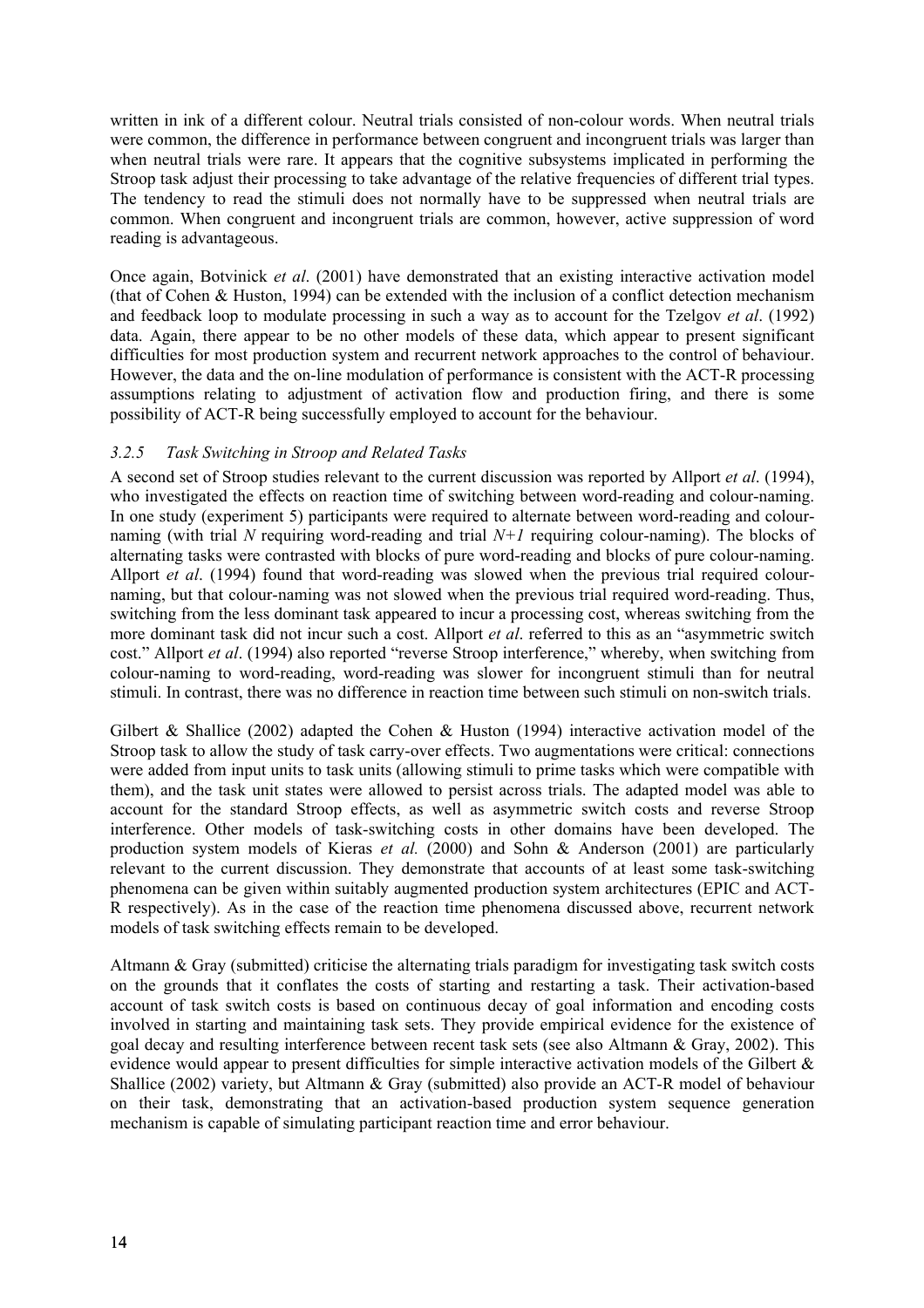written in ink of a different colour. Neutral trials consisted of non-colour words. When neutral trials were common, the difference in performance between congruent and incongruent trials was larger than when neutral trials were rare. It appears that the cognitive subsystems implicated in performing the Stroop task adjust their processing to take advantage of the relative frequencies of different trial types. The tendency to read the stimuli does not normally have to be suppressed when neutral trials are common. When congruent and incongruent trials are common, however, active suppression of word reading is advantageous.

Once again, Botvinick *et al*. (2001) have demonstrated that an existing interactive activation model (that of Cohen & Huston, 1994) can be extended with the inclusion of a conflict detection mechanism and feedback loop to modulate processing in such a way as to account for the Tzelgov *et al*. (1992) data. Again, there appear to be no other models of these data, which appear to present significant difficulties for most production system and recurrent network approaches to the control of behaviour. However, the data and the on-line modulation of performance is consistent with the ACT-R processing assumptions relating to adjustment of activation flow and production firing, and there is some possibility of ACT-R being successfully employed to account for the behaviour.

### *3.2.5 Task Switching in Stroop and Related Tasks*

A second set of Stroop studies relevant to the current discussion was reported by Allport *et al*. (1994), who investigated the effects on reaction time of switching between word-reading and colour-naming. In one study (experiment 5) participants were required to alternate between word-reading and colour-naming (with trial *N* requiring word-reading and trial *N+1* requiring colour-naming). The blocks of alternating tasks were contrasted with blocks of pure word-reading and blocks of pure colour-naming. Allport *et al*. (1994) found that word-reading was slowed when the previous trial required colour-naming, but that colour-naming was not slowed when the previous trial required word-reading. Thus, switching from the less dominant task appeared to incur a processing cost, whereas switching from the more dominant task did not incur such a cost. Allport *et al*. referred to this as an "asymmetric switch cost." Allport *et al*. (1994) also reported "reverse Stroop interference," whereby, when switching from colour-naming to word-reading, word-reading was slower for incongruent stimuli than for neutral stimuli. In contrast, there was no difference in reaction time between such stimuli on non-switch trials.

Gilbert & Shallice (2002) adapted the Cohen & Huston (1994) interactive activation model of the Stroop task to allow the study of task carry-over effects. Two augmentations were critical: connections were added from input units to task units (allowing stimuli to prime tasks which were compatible with them), and the task unit states were allowed to persist across trials. The adapted model was able to account for the standard Stroop effects, as well as asymmetric switch costs and reverse Stroop interference. Other models of task-switching costs in other domains have been developed. The production system models of Kieras *et al.* (2000) and Sohn & Anderson (2001) are particularly relevant to the current discussion. They demonstrate that accounts of at least some task-switching phenomena can be given within suitably augmented production system architectures (EPIC and ACT-R respectively). As in the case of the reaction time phenomena discussed above, recurrent network models of task switching effects remain to be developed.

Altmann & Gray (submitted) criticise the alternating trials paradigm for investigating task switch costs on the grounds that it conflates the costs of starting and restarting a task. Their activation-based account of task switch costs is based on continuous decay of goal information and encoding costs involved in starting and maintaining task sets. They provide empirical evidence for the existence of goal decay and resulting interference between recent task sets (see also Altmann & Gray, 2002). This evidence would appear to present difficulties for simple interactive activation models of the Gilbert & Shallice (2002) variety, but Altmann & Gray (submitted) also provide an ACT-R model of behaviour on their task, demonstrating that an activation-based production system sequence generation mechanism is capable of simulating participant reaction time and error behaviour.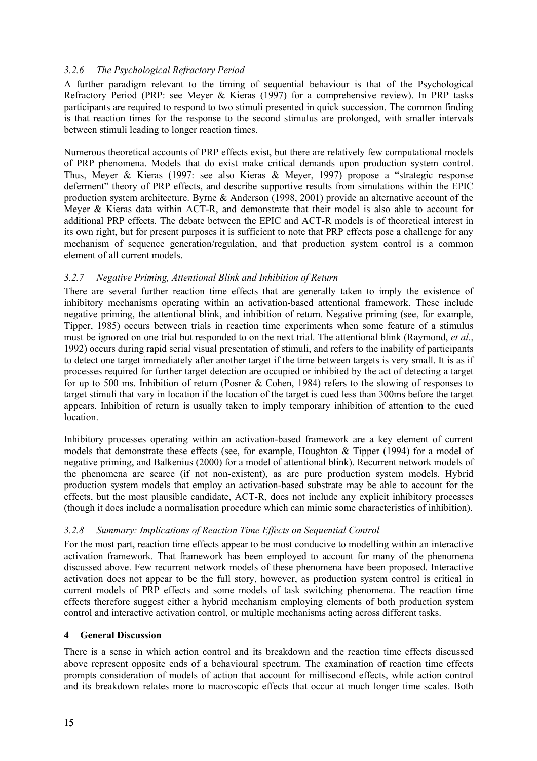### *3.2.6 The Psychological Refractory Period*

A further paradigm relevant to the timing of sequential behaviour is that of the Psychological Refractory Period (PRP: see Meyer & Kieras (1997) for a comprehensive review). In PRP tasks participants are required to respond to two stimuli presented in quick succession. The common finding is that reaction times for the response to the second stimulus are prolonged, with smaller intervals between stimuli leading to longer reaction times.

Numerous theoretical accounts of PRP effects exist, but there are relatively few computational models of PRP phenomena. Models that do exist make critical demands upon production system control. Thus, Meyer & Kieras (1997: see also Kieras & Meyer, 1997) propose a "strategic response deferment" theory of PRP effects, and describe supportive results from simulations within the EPIC production system architecture. Byrne & Anderson (1998, 2001) provide an alternative account of the Meyer & Kieras data within ACT-R, and demonstrate that their model is also able to account for additional PRP effects. The debate between the EPIC and ACT-R models is of theoretical interest in its own right, but for present purposes it is sufficient to note that PRP effects pose a challenge for any mechanism of sequence generation/regulation, and that production system control is a common element of all current models.

### *3.2.7 Negative Priming, Attentional Blink and Inhibition of Return*

There are several further reaction time effects that are generally taken to imply the existence of inhibitory mechanisms operating within an activation-based attentional framework. These include negative priming, the attentional blink, and inhibition of return. Negative priming (see, for example, Tipper, 1985) occurs between trials in reaction time experiments when some feature of a stimulus must be ignored on one trial but responded to on the next trial. The attentional blink (Raymond, *et al.*, 1992) occurs during rapid serial visual presentation of stimuli, and refers to the inability of participants to detect one target immediately after another target if the time between targets is very small. It is as if processes required for further target detection are occupied or inhibited by the act of detecting a target for up to 500 ms. Inhibition of return (Posner & Cohen, 1984) refers to the slowing of responses to target stimuli that vary in location if the location of the target is cued less than 300ms before the target appears. Inhibition of return is usually taken to imply temporary inhibition of attention to the cued location.

Inhibitory processes operating within an activation-based framework are a key element of current models that demonstrate these effects (see, for example, Houghton & Tipper (1994) for a model of negative priming, and Balkenius (2000) for a model of attentional blink). Recurrent network models of the phenomena are scarce (if not non-existent), as are pure production system models. Hybrid production system models that employ an activation-based substrate may be able to account for the effects, but the most plausible candidate, ACT-R, does not include any explicit inhibitory processes (though it does include a normalisation procedure which can mimic some characteristics of inhibition).

### *3.2.8 Summary: Implications of Reaction Time Effects on Sequential Control*

For the most part, reaction time effects appear to be most conducive to modelling within an interactive activation framework. That framework has been employed to account for many of the phenomena discussed above. Few recurrent network models of these phenomena have been proposed. Interactive activation does not appear to be the full story, however, as production system control is critical in current models of PRP effects and some models of task switching phenomena. The reaction time effects therefore suggest either a hybrid mechanism employing elements of both production system control and interactive activation control, or multiple mechanisms acting across different tasks.

## 4 General Discussion

There is a sense in which action control and its breakdown and the reaction time effects discussed above represent opposite ends of a behavioural spectrum. The examination of reaction time effects prompts consideration of models of action that account for millisecond effects, while action control and its breakdown relates more to macroscopic effects that occur at much longer time scales. Both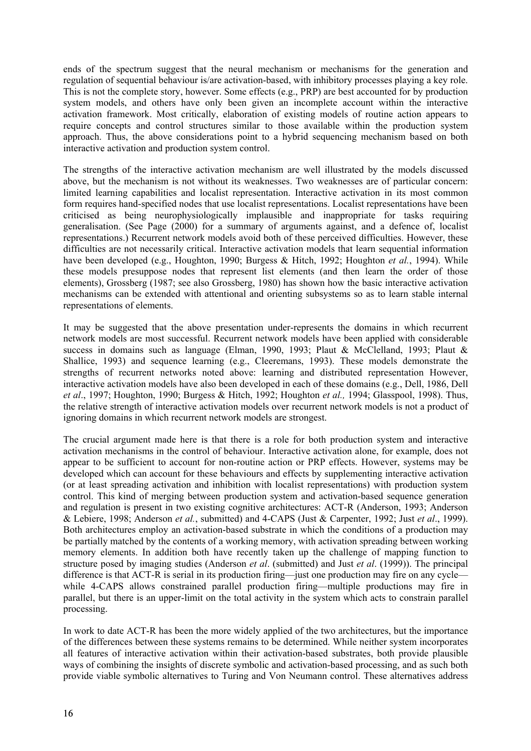ends of the spectrum suggest that the neural mechanism or mechanisms for the generation and regulation of sequential behaviour is/are activation-based, with inhibitory processes playing a key role. This is not the complete story, however. Some effects (e.g., PRP) are best accounted for by production system models, and others have only been given an incomplete account within the interactive activation framework. Most critically, elaboration of existing models of routine action appears to require concepts and control structures similar to those available within the production system approach. Thus, the above considerations point to a hybrid sequencing mechanism based on both interactive activation and production system control.

The strengths of the interactive activation mechanism are well illustrated by the models discussed above, but the mechanism is not without its weaknesses. Two weaknesses are of particular concern: limited learning capabilities and localist representation. Interactive activation in its most common form requires hand-specified nodes that use localist representations. Localist representations have been criticised as being neurophysiologically implausible and inappropriate for tasks requiring generalisation. (See Page (2000) for a summary of arguments against, and a defence of, localist representations.) Recurrent network models avoid both of these perceived difficulties. However, these difficulties are not necessarily critical. Interactive activation models that learn sequential information have been developed (e.g., Houghton, 1990; Burgess & Hitch, 1992; Houghton *et al.*, 1994). While these models presuppose nodes that represent list elements (and then learn the order of those elements), Grossberg (1987; see also Grossberg, 1980) has shown how the basic interactive activation mechanisms can be extended with attentional and orienting subsystems so as to learn stable internal representations of elements.

It may be suggested that the above presentation under-represents the domains in which recurrent network models are most successful. Recurrent network models have been applied with considerable success in domains such as language (Elman, 1990, 1993; Plaut & McClelland, 1993; Plaut & Shallice, 1993) and sequence learning (e.g., Cleeremans, 1993). These models demonstrate the strengths of recurrent networks noted above: learning and distributed representation However, interactive activation models have also been developed in each of these domains (e.g., Dell, 1986, Dell *et al*., 1997; Houghton, 1990; Burgess & Hitch, 1992; Houghton *et al.,* 1994; Glasspool, 1998). Thus, the relative strength of interactive activation models over recurrent network models is not a product of ignoring domains in which recurrent network models are strongest.

The crucial argument made here is that there is a role for both production system and interactive activation mechanisms in the control of behaviour. Interactive activation alone, for example, does not appear to be sufficient to account for non-routine action or PRP effects. However, systems may be developed which can account for these behaviours and effects by supplementing interactive activation (or at least spreading activation and inhibition with localist representations) with production system control. This kind of merging between production system and activation-based sequence generation and regulation is present in two existing cognitive architectures: ACT-R (Anderson, 1993; Anderson & Lebiere, 1998; Anderson *et al.*, submitted) and 4-CAPS (Just & Carpenter, 1992; Just *et al*., 1999). Both architectures employ an activation-based substrate in which the conditions of a production may be partially matched by the contents of a working memory, with activation spreading between working memory elements. In addition both have recently taken up the challenge of mapping function to structure posed by imaging studies (Anderson *et al*. (submitted) and Just *et al*. (1999)). The principal difference is that ACT-R is serial in its production firing—just one production may fire on any cycle—while 4-CAPS allows constrained parallel production firing—multiple productions may fire in parallel, but there is an upper-limit on the total activity in the system which acts to constrain parallel processing.

In work to date ACT-R has been the more widely applied of the two architectures, but the importance of the differences between these systems remains to be determined. While neither system incorporates all features of interactive activation within their activation-based substrates, both provide plausible ways of combining the insights of discrete symbolic and activation-based processing, and as such both provide viable symbolic alternatives to Turing and Von Neumann control. These alternatives address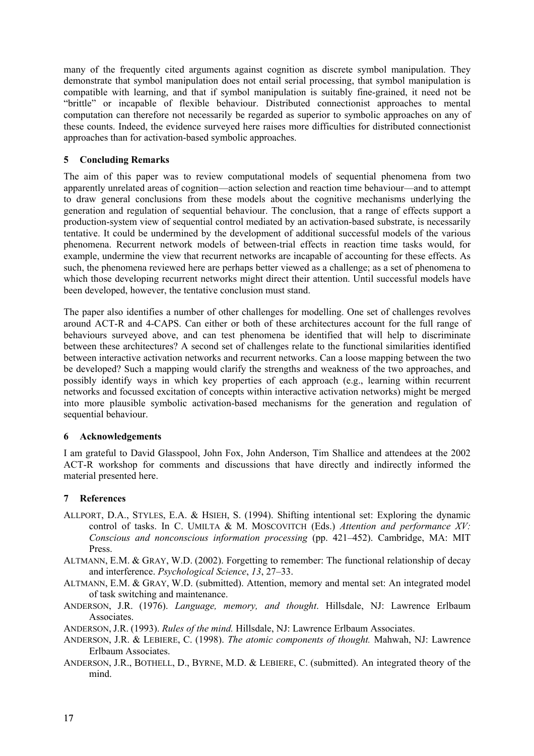many of the frequently cited arguments against cognition as discrete symbol manipulation. They demonstrate that symbol manipulation does not entail serial processing, that symbol manipulation is compatible with learning, and that if symbol manipulation is suitably fine-grained, it need not be "brittle" or incapable of flexible behaviour. Distributed connectionist approaches to mental computation can therefore not necessarily be regarded as superior to symbolic approaches on any of these counts. Indeed, the evidence surveyed here raises more difficulties for distributed connectionist approaches than for activation-based symbolic approaches.

## 5 Concluding Remarks

The aim of this paper was to review computational models of sequential phenomena from two apparently unrelated areas of cognition—action selection and reaction time behaviour—and to attempt to draw general conclusions from these models about the cognitive mechanisms underlying the generation and regulation of sequential behaviour. The conclusion, that a range of effects support a production-system view of sequential control mediated by an activation-based substrate, is necessarily tentative. It could be undermined by the development of additional successful models of the various phenomena. Recurrent network models of between-trial effects in reaction time tasks would, for example, undermine the view that recurrent networks are incapable of accounting for these effects. As such, the phenomena reviewed here are perhaps better viewed as a challenge; as a set of phenomena to which those developing recurrent networks might direct their attention. Until successful models have been developed, however, the tentative conclusion must stand.

The paper also identifies a number of other challenges for modelling. One set of challenges revolves around ACT-R and 4-CAPS. Can either or both of these architectures account for the full range of behaviours surveyed above, and can test phenomena be identified that will help to discriminate between these architectures? A second set of challenges relate to the functional similarities identified between interactive activation networks and recurrent networks. Can a loose mapping between the two be developed? Such a mapping would clarify the strengths and weakness of the two approaches, and possibly identify ways in which key properties of each approach (e.g., learning within recurrent networks and focussed excitation of concepts within interactive activation networks) might be merged into more plausible symbolic activation-based mechanisms for the generation and regulation of sequential behaviour.

## 6 Acknowledgements

I am grateful to David Glasspool, John Fox, John Anderson, Tim Shallice and attendees at the 2002 ACT-R workshop for comments and discussions that have directly and indirectly informed the material presented here.

## 7 References

ALLPORT, D.A., STYLES, E.A. & HSIEH, S. (1994). Shifting intentional set: Exploring the dynamic control of tasks. In C. UMILTA & M. MOSCOVITCH (Eds.) *Attention and performance XV: Conscious and nonconscious information processing* (pp. 421–452). Cambridge, MA: MIT Press.

ALTMANN, E.M. & GRAY, W.D. (2002). Forgetting to remember: The functional relationship of decay and interference. *Psychological Science*, *13*, 27–33.

ALTMANN, E.M. & GRAY, W.D. (submitted). Attention, memory and mental set: An integrated model of task switching and maintenance.

ANDERSON, J.R. (1976). *Language, memory, and thought*. Hillsdale, NJ: Lawrence Erlbaum Associates.

ANDERSON, J.R. (1993). *Rules of the mind.* Hillsdale, NJ: Lawrence Erlbaum Associates.

ANDERSON, J.R. & LEBIERE, C. (1998). *The atomic components of thought.* Mahwah, NJ: Lawrence Erlbaum Associates.

ANDERSON, J.R., BOTHELL, D., BYRNE, M.D. & LEBIERE, C. (submitted). An integrated theory of the mind.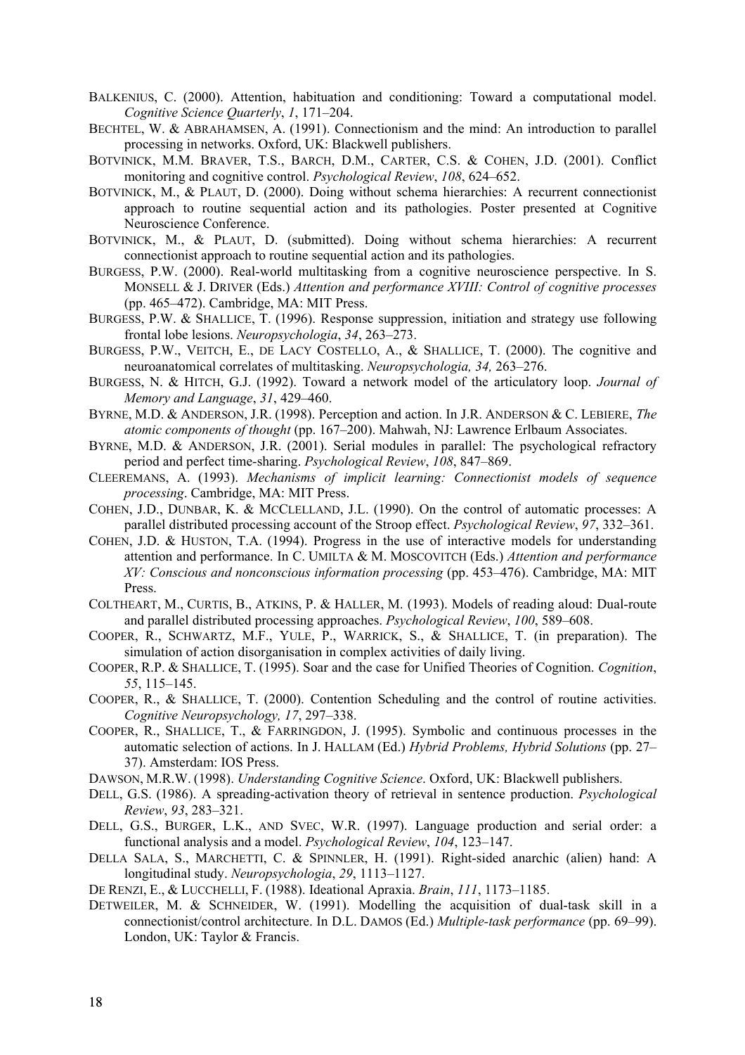BALKENIUS, C. (2000). Attention, habituation and conditioning: Toward a computational model. *Cognitive Science Quarterly*, *1*, 171–204.

BECHTEL, W. & ABRAHAMSEN, A. (1991). Connectionism and the mind: An introduction to parallel processing in networks. Oxford, UK: Blackwell publishers.

BOTVINICK, M.M. BRAVER, T.S., BARCH, D.M., CARTER, C.S. & COHEN, J.D. (2001). Conflict monitoring and cognitive control. *Psychological Review*, *108*, 624–652.

BOTVINICK, M., & PLAUT, D. (2000). Doing without schema hierarchies: A recurrent connectionist approach to routine sequential action and its pathologies. Poster presented at Cognitive Neuroscience Conference.

BOTVINICK, M., & PLAUT, D. (submitted). Doing without schema hierarchies: A recurrent connectionist approach to routine sequential action and its pathologies.

BURGESS, P.W. (2000). Real-world multitasking from a cognitive neuroscience perspective. In S. MONSELL & J. DRIVER (Eds.) *Attention and performance XVIII: Control of cognitive processes* (pp. 465–472). Cambridge, MA: MIT Press.

BURGESS, P.W. & SHALLICE, T. (1996). Response suppression, initiation and strategy use following frontal lobe lesions. *Neuropsychologia*, *34*, 263–273.

BURGESS, P.W., VEITCH, E., DE LACY COSTELLO, A., & SHALLICE, T. (2000). The cognitive and neuroanatomical correlates of multitasking. *Neuropsychologia, 34,* 263–276.

BURGESS, N. & HITCH, G.J. (1992). Toward a network model of the articulatory loop. *Journal of Memory and Language*, *31*, 429–460.

BYRNE, M.D. & ANDERSON, J.R. (1998). Perception and action. In J.R. ANDERSON & C. LEBIERE, *The atomic components of thought* (pp. 167–200). Mahwah, NJ: Lawrence Erlbaum Associates.

BYRNE, M.D. & ANDERSON, J.R. (2001). Serial modules in parallel: The psychological refractory period and perfect time-sharing. *Psychological Review*, *108*, 847–869.

CLEEREMANS, A. (1993). *Mechanisms of implicit learning: Connectionist models of sequence processing*. Cambridge, MA: MIT Press.

COHEN, J.D., DUNBAR, K. & MCCLELLAND, J.L. (1990). On the control of automatic processes: A parallel distributed processing account of the Stroop effect. *Psychological Review*, *97*, 332–361.

COHEN, J.D. & HUSTON, T.A. (1994). Progress in the use of interactive models for understanding attention and performance. In C. UMILTA & M. MOSCOVITCH (Eds.) *Attention and performance XV: Conscious and nonconscious information processing* (pp. 453–476). Cambridge, MA: MIT Press.

COLTHEART, M., CURTIS, B., ATKINS, P. & HALLER, M. (1993). Models of reading aloud: Dual-route and parallel distributed processing approaches. *Psychological Review*, *100*, 589–608.

COOPER, R., SCHWARTZ, M.F., YULE, P., WARRICK, S., & SHALLICE, T. (in preparation). The simulation of action disorganisation in complex activities of daily living.

COOPER, R.P. & SHALLICE, T. (1995). Soar and the case for Unified Theories of Cognition. *Cognition*, *55*, 115–145.

COOPER, R., & SHALLICE, T. (2000). Contention Scheduling and the control of routine activities. *Cognitive Neuropsychology, 17*, 297–338.

COOPER, R., SHALLICE, T., & FARRINGDON, J. (1995). Symbolic and continuous processes in the automatic selection of actions. In J. HALLAM (Ed.) *Hybrid Problems, Hybrid Solutions* (pp. 27–37). Amsterdam: IOS Press.

DAWSON, M.R.W. (1998). *Understanding Cognitive Science*. Oxford, UK: Blackwell publishers.

DELL, G.S. (1986). A spreading-activation theory of retrieval in sentence production. *Psychological Review*, *93*, 283–321.

DELL, G.S., BURGER, L.K., AND SVEC, W.R. (1997). Language production and serial order: a functional analysis and a model. *Psychological Review*, *104*, 123–147.

DELLA SALA, S., MARCHETTI, C. & SPINNLER, H. (1991). Right-sided anarchic (alien) hand: A longitudinal study. *Neuropsychologia*, *29*, 1113–1127.

DE RENZI, E., & LUCCHELLI, F. (1988). Ideational Apraxia. *Brain*, *111*, 1173–1185.

DETWEILER, M. & SCHNEIDER, W. (1991). Modelling the acquisition of dual-task skill in a connectionist/control architecture. In D.L. DAMOS (Ed.) *Multiple-task performance* (pp. 69–99). London, UK: Taylor & Francis.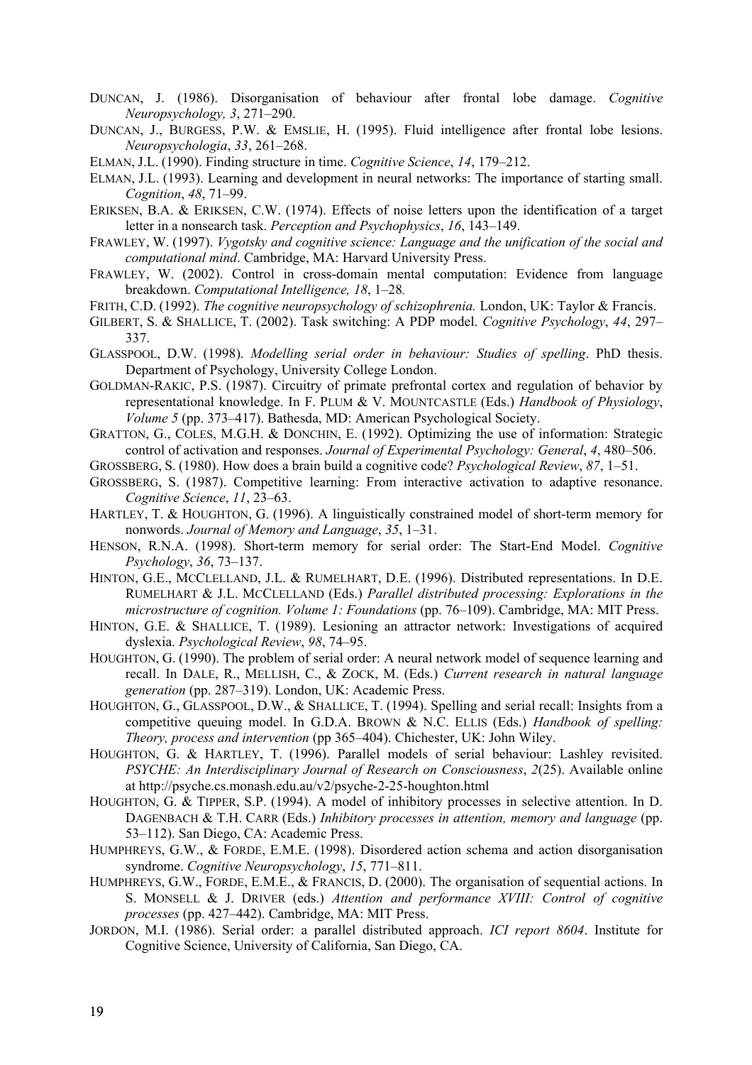DUNCAN, J. (1986). Disorganisation of behaviour after frontal lobe damage. *Cognitive Neuropsychology, 3*, 271–290.

DUNCAN, J., BURGESS, P.W. & EMSLIE, H. (1995). Fluid intelligence after frontal lobe lesions. *Neuropsychologia*, *33*, 261–268.

ELMAN, J.L. (1990). Finding structure in time. *Cognitive Science*, *14*, 179–212.

ELMAN, J.L. (1993). Learning and development in neural networks: The importance of starting small. *Cognition*, *48*, 71–99.

ERIKSEN, B.A. & ERIKSEN, C.W. (1974). Effects of noise letters upon the identification of a target letter in a nonsearch task. *Perception and Psychophysics*, *16*, 143–149.

FRAWLEY, W. (1997). *Vygotsky and cognitive science: Language and the unification of the social and computational mind*. Cambridge, MA: Harvard University Press.

FRAWLEY, W. (2002). Control in cross-domain mental computation: Evidence from language breakdown. *Computational Intelligence, 18*, 1–28*.*

FRITH, C.D. (1992). *The cognitive neuropsychology of schizophrenia.* London, UK: Taylor & Francis.

GILBERT, S. & SHALLICE, T. (2002). Task switching: A PDP model. *Cognitive Psychology*, *44*, 297–337.

GLASSPOOL, D.W. (1998). *Modelling serial order in behaviour: Studies of spelling*. PhD thesis. Department of Psychology, University College London.

GOLDMAN-RAKIC, P.S. (1987). Circuitry of primate prefrontal cortex and regulation of behavior by representational knowledge. In F. PLUM & V. MOUNTCASTLE (Eds.) *Handbook of Physiology*, *Volume 5* (pp. 373–417). Bathesda, MD: American Psychological Society.

GRATTON, G., COLES, M.G.H. & DONCHIN, E. (1992). Optimizing the use of information: Strategic control of activation and responses. *Journal of Experimental Psychology: General*, *4*, 480–506.

GROSSBERG, S. (1980). How does a brain build a cognitive code? *Psychological Review*, *87*, 1–51.

GROSSBERG, S. (1987). Competitive learning: From interactive activation to adaptive resonance. *Cognitive Science*, *11*, 23–63.

HARTLEY, T. & HOUGHTON, G. (1996). A linguistically constrained model of short-term memory for nonwords. *Journal of Memory and Language*, *35*, 1–31.

HENSON, R.N.A. (1998). Short-term memory for serial order: The Start-End Model. *Cognitive Psychology*, *36*, 73–137.

HINTON, G.E., MCCLELLAND, J.L. & RUMELHART, D.E. (1996). Distributed representations. In D.E. RUMELHART & J.L. MCCLELLAND (Eds.) *Parallel distributed processing: Explorations in the microstructure of cognition. Volume 1: Foundations* (pp. 76–109). Cambridge, MA: MIT Press.

HINTON, G.E. & SHALLICE, T. (1989). Lesioning an attractor network: Investigations of acquired dyslexia. *Psychological Review*, *98*, 74–95.

HOUGHTON, G. (1990). The problem of serial order: A neural network model of sequence learning and recall. In DALE, R., MELLISH, C., & ZOCK, M. (Eds.) *Current research in natural language generation* (pp. 287–319). London, UK: Academic Press.

HOUGHTON, G., GLASSPOOL, D.W., & SHALLICE, T. (1994). Spelling and serial recall: Insights from a competitive queuing model. In G.D.A. BROWN & N.C. ELLIS (Eds.) *Handbook of spelling: Theory, process and intervention* (pp 365–404). Chichester, UK: John Wiley.

HOUGHTON, G. & HARTLEY, T. (1996). Parallel models of serial behaviour: Lashley revisited. *PSYCHE: An Interdisciplinary Journal of Research on Consciousness*, *2*(25). Available online at http://psyche.cs.monash.edu.au/v2/psyche-2-25-houghton.html

HOUGHTON, G. & TIPPER, S.P. (1994). A model of inhibitory processes in selective attention. In D. DAGENBACH & T.H. CARR (Eds.) *Inhibitory processes in attention, memory and language* (pp. 53–112). San Diego, CA: Academic Press.

HUMPHREYS, G.W., & FORDE, E.M.E. (1998). Disordered action schema and action disorganisation syndrome. *Cognitive Neuropsychology*, *15*, 771–811.

HUMPHREYS, G.W., FORDE, E.M.E., & FRANCIS, D. (2000). The organisation of sequential actions. In S. MONSELL & J. DRIVER (eds.) *Attention and performance XVIII: Control of cognitive processes* (pp. 427–442). Cambridge, MA: MIT Press.

JORDON, M.I. (1986). Serial order: a parallel distributed approach. *ICI report 8604*. Institute for Cognitive Science, University of California, San Diego, CA.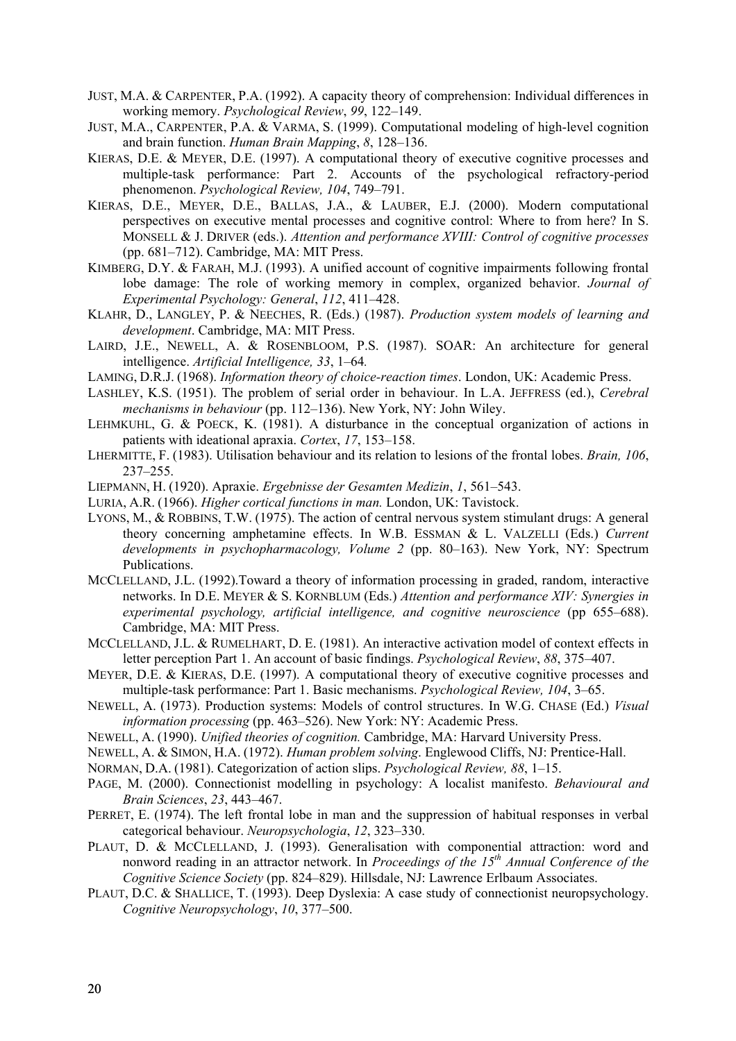JUST, M.A. & CARPENTER, P.A. (1992). A capacity theory of comprehension: Individual differences in working memory. *Psychological Review*, *99*, 122–149.

JUST, M.A., CARPENTER, P.A. & VARMA, S. (1999). Computational modeling of high-level cognition and brain function. *Human Brain Mapping*, *8*, 128–136.

KIERAS, D.E. & MEYER, D.E. (1997). A computational theory of executive cognitive processes and multiple-task performance: Part 2. Accounts of the psychological refractory-period phenomenon. *Psychological Review, 104*, 749–791.

KIERAS, D.E., MEYER, D.E., BALLAS, J.A., & LAUBER, E.J. (2000). Modern computational perspectives on executive mental processes and cognitive control: Where to from here? In S. MONSELL & J. DRIVER (eds.). *Attention and performance XVIII: Control of cognitive processes* (pp. 681–712). Cambridge, MA: MIT Press.

KIMBERG, D.Y. & FARAH, M.J. (1993). A unified account of cognitive impairments following frontal lobe damage: The role of working memory in complex, organized behavior. *Journal of Experimental Psychology: General*, *112*, 411–428.

KLAHR, D., LANGLEY, P. & NEECHES, R. (Eds.) (1987). *Production system models of learning and development*. Cambridge, MA: MIT Press.

LAIRD, J.E., NEWELL, A. & ROSENBLOOM, P.S. (1987). SOAR: An architecture for general intelligence. *Artificial Intelligence, 33*, 1–64*.*

LAMING, D.R.J. (1968). *Information theory of choice-reaction times*. London, UK: Academic Press.

LASHLEY, K.S. (1951). The problem of serial order in behaviour. In L.A. JEFFRESS (ed.), *Cerebral mechanisms in behaviour* (pp. 112–136). New York, NY: John Wiley.

LEHMKUHL, G. & POECK, K. (1981). A disturbance in the conceptual organization of actions in patients with ideational apraxia. *Cortex*, *17*, 153–158.

LHERMITTE, F. (1983). Utilisation behaviour and its relation to lesions of the frontal lobes. *Brain, 106*, 237–255.

LIEPMANN, H. (1920). Apraxie. *Ergebnisse der Gesamten Medizin*, *1*, 561–543.

LURIA, A.R. (1966). *Higher cortical functions in man.* London, UK: Tavistock.

LYONS, M., & ROBBINS, T.W. (1975). The action of central nervous system stimulant drugs: A general theory concerning amphetamine effects. In W.B. ESSMAN & L. VALZELLI (Eds.) *Current developments in psychopharmacology, Volume 2* (pp. 80–163). New York, NY: Spectrum Publications.

MCCLELLAND, J.L. (1992).Toward a theory of information processing in graded, random, interactive networks. In D.E. MEYER & S. KORNBLUM (Eds.) *Attention and performance XIV: Synergies in experimental psychology, artificial intelligence, and cognitive neuroscience* (pp 655–688). Cambridge, MA: MIT Press.

MCCLELLAND, J.L. & RUMELHART, D. E. (1981). An interactive activation model of context effects in letter perception Part 1. An account of basic findings. *Psychological Review*, *88*, 375–407.

MEYER, D.E. & KIERAS, D.E. (1997). A computational theory of executive cognitive processes and multiple-task performance: Part 1. Basic mechanisms. *Psychological Review, 104*, 3–65.

NEWELL, A. (1973). Production systems: Models of control structures. In W.G. CHASE (Ed.) *Visual information processing* (pp. 463–526). New York: NY: Academic Press.

NEWELL, A. (1990). *Unified theories of cognition.* Cambridge, MA: Harvard University Press.

NEWELL, A. & SIMON, H.A. (1972). *Human problem solving*. Englewood Cliffs, NJ: Prentice-Hall.

NORMAN, D.A. (1981). Categorization of action slips. *Psychological Review, 88*, 1–15.

PAGE, M. (2000). Connectionist modelling in psychology: A localist manifesto. *Behavioural and Brain Sciences*, *23*, 443–467.

PERRET, E. (1974). The left frontal lobe in man and the suppression of habitual responses in verbal categorical behaviour. *Neuropsychologia*, *12*, 323–330.

PLAUT, D. & MCCLELLAND, J. (1993). Generalisation with componential attraction: word and nonword reading in an attractor network. In *Proceedings of the 15th Annual Conference of the Cognitive Science Society* (pp. 824–829). Hillsdale, NJ: Lawrence Erlbaum Associates.

PLAUT, D.C. & SHALLICE, T. (1993). Deep Dyslexia: A case study of connectionist neuropsychology. *Cognitive Neuropsychology*, *10*, 377–500.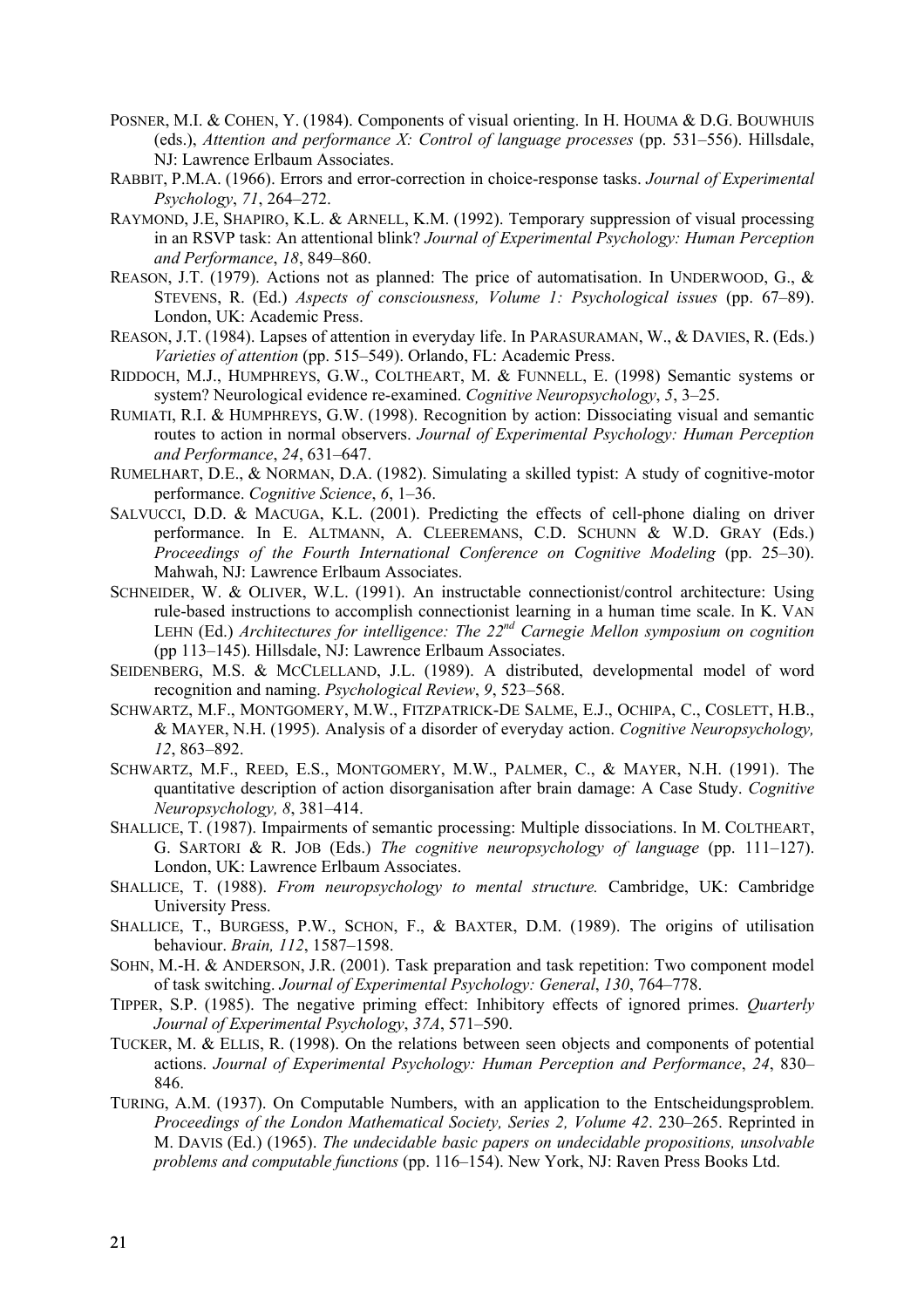POSNER, M.I. & COHEN, Y. (1984). Components of visual orienting. In H. HOUMA & D.G. BOUWHUIS (eds.), *Attention and performance X: Control of language processes* (pp. 531–556). Hillsdale, NJ: Lawrence Erlbaum Associates.

RABBIT, P.M.A. (1966). Errors and error-correction in choice-response tasks. *Journal of Experimental Psychology*, *71*, 264–272.

RAYMOND, J.E, SHAPIRO, K.L. & ARNELL, K.M. (1992). Temporary suppression of visual processing in an RSVP task: An attentional blink? *Journal of Experimental Psychology: Human Perception and Performance*, *18*, 849–860.

REASON, J.T. (1979). Actions not as planned: The price of automatisation. In UNDERWOOD, G., & STEVENS, R. (Ed.) *Aspects of consciousness, Volume 1: Psychological issues* (pp. 67–89). London, UK: Academic Press.

REASON, J.T. (1984). Lapses of attention in everyday life. In PARASURAMAN, W., & DAVIES, R. (Eds.) *Varieties of attention* (pp. 515–549). Orlando, FL: Academic Press.

RIDDOCH, M.J., HUMPHREYS, G.W., COLTHEART, M. & FUNNELL, E. (1998) Semantic systems or system? Neurological evidence re-examined. *Cognitive Neuropsychology*, *5*, 3–25.

RUMIATI, R.I. & HUMPHREYS, G.W. (1998). Recognition by action: Dissociating visual and semantic routes to action in normal observers. *Journal of Experimental Psychology: Human Perception and Performance*, *24*, 631–647.

RUMELHART, D.E., & NORMAN, D.A. (1982). Simulating a skilled typist: A study of cognitive-motor performance. *Cognitive Science*, *6*, 1–36.

SALVUCCI, D.D. & MACUGA, K.L. (2001). Predicting the effects of cell-phone dialing on driver performance. In E. ALTMANN, A. CLEEREMANS, C.D. SCHUNN & W.D. GRAY (Eds.) *Proceedings of the Fourth International Conference on Cognitive Modeling* (pp. 25–30). Mahwah, NJ: Lawrence Erlbaum Associates.

SCHNEIDER, W. & OLIVER, W.L. (1991). An instructable connectionist/control architecture: Using rule-based instructions to accomplish connectionist learning in a human time scale. In K. VAN LEHN (Ed.) *Architectures for intelligence: The 22nd Carnegie Mellon symposium on cognition* (pp 113–145). Hillsdale, NJ: Lawrence Erlbaum Associates.

SEIDENBERG, M.S. & MCCLELLAND, J.L. (1989). A distributed, developmental model of word recognition and naming. *Psychological Review*, *9*, 523–568.

SCHWARTZ, M.F., MONTGOMERY, M.W., FITZPATRICK-DE SALME, E.J., OCHIPA, C., COSLETT, H.B., & MAYER, N.H. (1995). Analysis of a disorder of everyday action. *Cognitive Neuropsychology, 12*, 863–892.

SCHWARTZ, M.F., REED, E.S., MONTGOMERY, M.W., PALMER, C., & MAYER, N.H. (1991). The quantitative description of action disorganisation after brain damage: A Case Study. *Cognitive Neuropsychology, 8*, 381–414.

SHALLICE, T. (1987). Impairments of semantic processing: Multiple dissociations. In M. COLTHEART, G. SARTORI & R. JOB (Eds.) *The cognitive neuropsychology of language* (pp. 111–127). London, UK: Lawrence Erlbaum Associates.

SHALLICE, T. (1988). *From neuropsychology to mental structure.* Cambridge, UK: Cambridge University Press.

SHALLICE, T., BURGESS, P.W., SCHON, F., & BAXTER, D.M. (1989). The origins of utilisation behaviour. *Brain, 112*, 1587–1598.

SOHN, M.-H. & ANDERSON, J.R. (2001). Task preparation and task repetition: Two component model of task switching. *Journal of Experimental Psychology: General*, *130*, 764–778.

TIPPER, S.P. (1985). The negative priming effect: Inhibitory effects of ignored primes. *Quarterly Journal of Experimental Psychology*, *37A*, 571–590.

TUCKER, M. & ELLIS, R. (1998). On the relations between seen objects and components of potential actions. *Journal of Experimental Psychology: Human Perception and Performance*, *24*, 830–846.

TURING, A.M. (1937). On Computable Numbers, with an application to the Entscheidungsproblem. *Proceedings of the London Mathematical Society, Series 2, Volume 42*. 230–265. Reprinted in M. DAVIS (Ed.) (1965). *The undecidable basic papers on undecidable propositions, unsolvable problems and computable functions* (pp. 116–154). New York, NJ: Raven Press Books Ltd.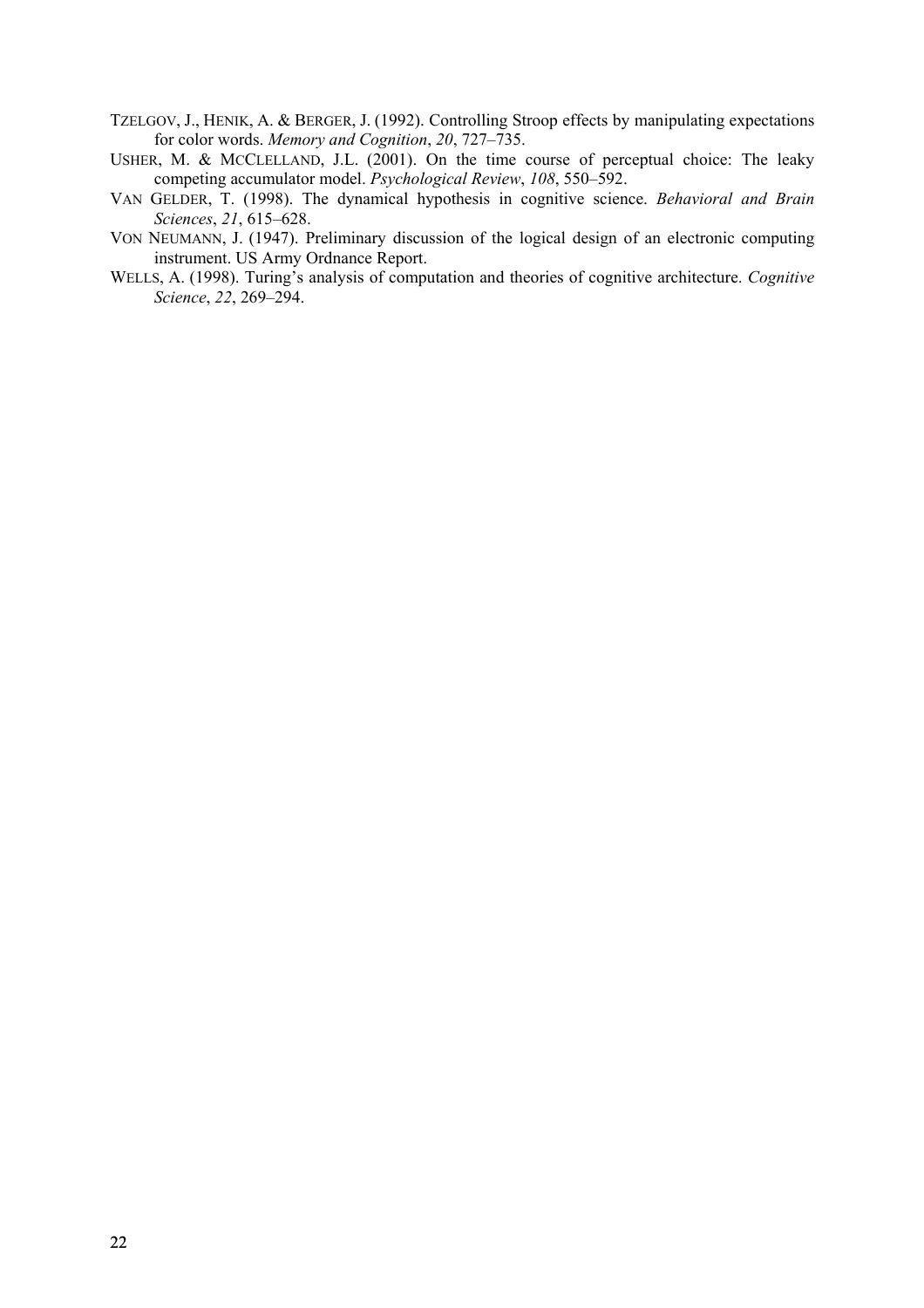TZELGOV, J., HENIK, A. & BERGER, J. (1992). Controlling Stroop effects by manipulating expectations for color words. *Memory and Cognition*, *20*, 727–735.

USHER, M. & MCCLELLAND, J.L. (2001). On the time course of perceptual choice: The leaky competing accumulator model. *Psychological Review*, *108*, 550–592.

VAN GELDER, T. (1998). The dynamical hypothesis in cognitive science. *Behavioral and Brain Sciences*, *21*, 615–628.

VON NEUMANN, J. (1947). Preliminary discussion of the logical design of an electronic computing instrument. US Army Ordnance Report.

WELLS, A. (1998). Turing's analysis of computation and theories of cognitive architecture. *Cognitive Science*, *22*, 269–294.